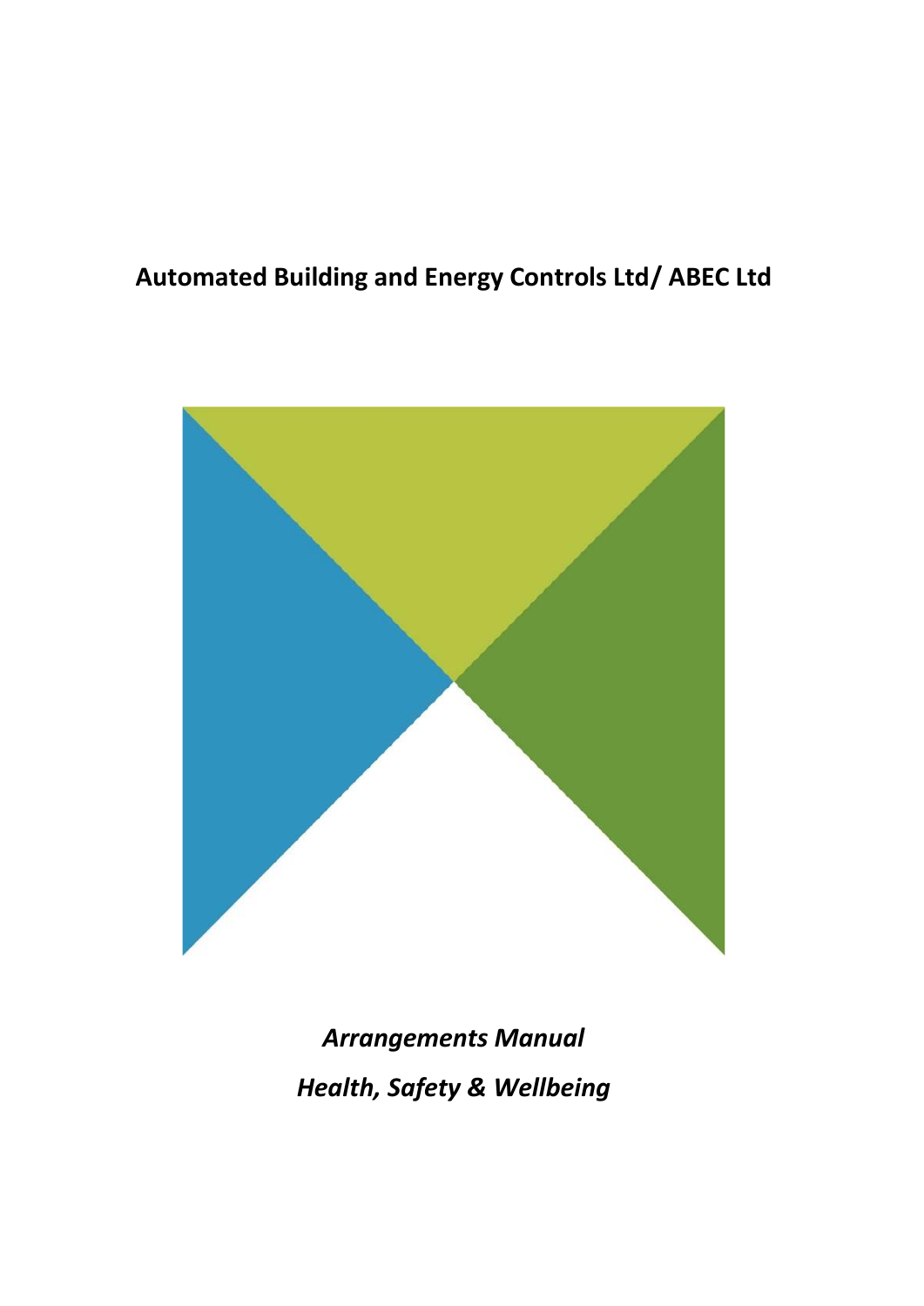# Automated Building and Energy Controls Ltd/ ABEC Ltd

*Arrangements Manual*

*Health, Safety & Wellbeing*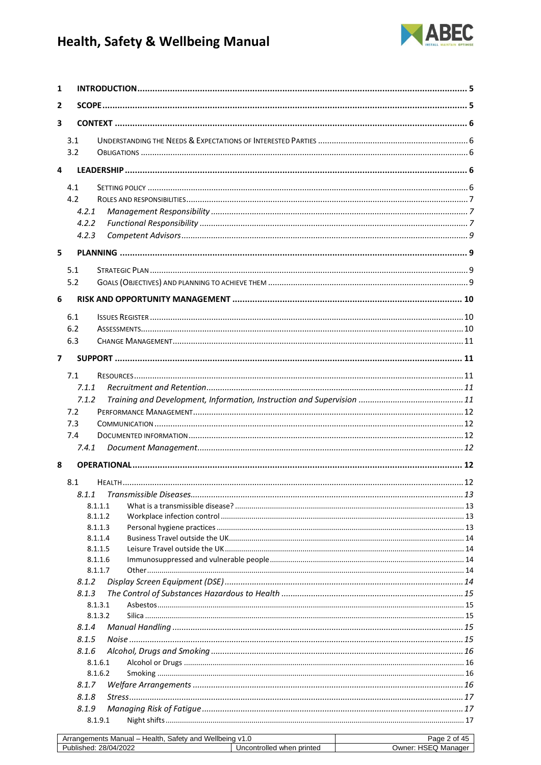1 INTRODUCTION .................... 5
2 SCOPE .................... 5
3 CONTEXT .................... 6
- 3.1 UNDERSTANDING THE NEEDS & EXPECTATIONS OF INTERESTED PARTIES .................... 6
- 3.2 OBLIGATIONS .................... 6

4 LEADERSHIP .................... 6
- 4.1 SETTING POLICY .................... 6
- 4.2 ROLES AND RESPONSIBILITIES .................... 7
  - 4.2.1 *Management Responsibility* .................... 7
  - 4.2.2 *Functional Responsibility* .................... 7
  - 4.2.3 *Competent Advisors* .................... 9

5 PLANNING .................... 9
- 5.1 STRATEGIC PLAN .................... 9
- 5.2 GOALS (OBJECTIVES) AND PLANNING TO ACHIEVE THEM .................... 9

6 RISK AND OPPORTUNITY MANAGEMENT .................... 10
- 6.1 ISSUES REGISTER .................... 10
- 6.2 ASSESSMENTS .................... 10
- 6.3 CHANGE MANAGEMENT .................... 11

7 SUPPORT .................... 11
- 7.1 RESOURCES .................... 11
  - 7.1.1 *Recruitment and Retention* .................... 11
  - 7.1.2 *Training and Development, Information, Instruction and Supervision* .................... 11
- 7.2 PERFORMANCE MANAGEMENT .................... 12
- 7.3 COMMUNICATION .................... 12
- 7.4 DOCUMENTED INFORMATION .................... 12
  - 7.4.1 *Document Management* .................... 12

8 OPERATIONAL .................... 12
- 8.1 HEALTH .................... 12
  - 8.1.1 *Transmissible Diseases* .................... 13
    - 8.1.1.1 What is a transmissible disease? .................... 13
    - 8.1.1.2 Workplace infection control .................... 13
    - 8.1.1.3 Personal hygiene practices .................... 13
    - 8.1.1.4 Business Travel outside the UK .................... 14
    - 8.1.1.5 Leisure Travel outside the UK .................... 14
    - 8.1.1.6 Immunosuppressed and vulnerable people .................... 14
    - 8.1.1.7 Other .................... 14
  - 8.1.2 *Display Screen Equipment (DSE)* .................... 14
  - 8.1.3 *The Control of Substances Hazardous to Health* .................... 15
    - 8.1.3.1 Asbestos .................... 15
    - 8.1.3.2 Silica .................... 15
  - 8.1.4 *Manual Handling* .................... 15
  - 8.1.5 *Noise* .................... 15
  - 8.1.6 *Alcohol, Drugs and Smoking* .................... 16
    - 8.1.6.1 Alcohol or Drugs .................... 16
    - 8.1.6.2 Smoking .................... 16
  - 8.1.7 *Welfare Arrangements* .................... 16
  - 8.1.8 *Stress* .................... 17
  - 8.1.9 *Managing Risk of Fatigue* .................... 17
    - 8.1.9.1 Night shifts .................... 17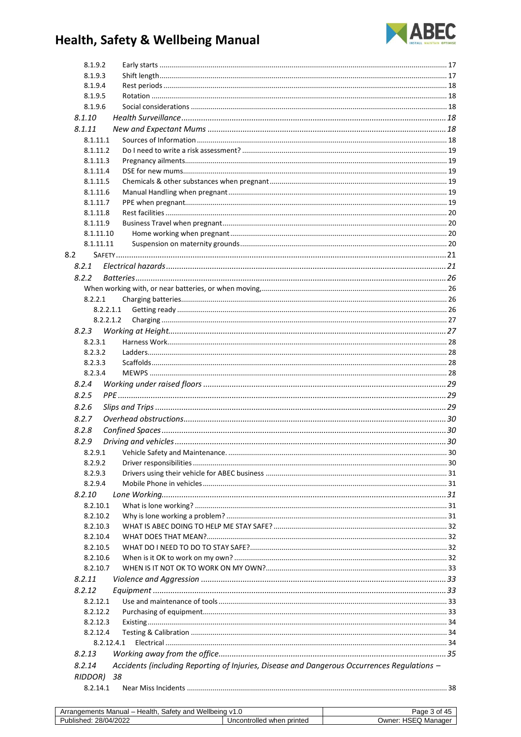- 8.1.9.2 Early starts ... 17
- 8.1.9.3 Shift length ... 17
- 8.1.9.4 Rest periods ... 18
- 8.1.9.5 Rotation ... 18
- 8.1.9.6 Social considerations ... 18
- *8.1.10 Health Surveillance ... 18*
- *8.1.11 New and Expectant Mums ... 18*
  - 8.1.11.1 Sources of Information ... 18
  - 8.1.11.2 Do I need to write a risk assessment? ... 19
  - 8.1.11.3 Pregnancy ailments ... 19
  - 8.1.11.4 DSE for new mums ... 19
  - 8.1.11.5 Chemicals & other substances when pregnant ... 19
  - 8.1.11.6 Manual Handling when pregnant ... 19
  - 8.1.11.7 PPE when pregnant ... 19
  - 8.1.11.8 Rest facilities ... 20
  - 8.1.11.9 Business Travel when pregnant ... 20
  - 8.1.11.10 Home working when pregnant ... 20
  - 8.1.11.11 Suspension on maternity grounds ... 20

8.2 SAFETY ... 21

- *8.2.1 Electrical hazards ... 21*
- *8.2.2 Batteries ... 26*
  - When working with, or near batteries, or when moving, ... 26
  - 8.2.2.1 Charging batteries ... 26
    - 8.2.2.1.1 Getting ready ... 26
    - 8.2.2.1.2 Charging ... 27
- *8.2.3 Working at Height ... 27*
  - 8.2.3.1 Harness Work ... 28
  - 8.2.3.2 Ladders ... 28
  - 8.2.3.3 Scaffolds ... 28
  - 8.2.3.4 MEWPS ... 28
- *8.2.4 Working under raised floors ... 29*
- *8.2.5 PPE ... 29*
- *8.2.6 Slips and Trips ... 29*
- *8.2.7 Overhead obstructions ... 30*
- *8.2.8 Confined Spaces ... 30*
- *8.2.9 Driving and vehicles ... 30*
  - 8.2.9.1 Vehicle Safety and Maintenance. ... 30
  - 8.2.9.2 Driver responsibilities ... 30
  - 8.2.9.3 Drivers using their vehicle for ABEC business ... 31
  - 8.2.9.4 Mobile Phone in vehicles ... 31
- *8.2.10 Lone Working ... 31*
  - 8.2.10.1 What is lone working? ... 31
  - 8.2.10.2 Why is lone working a problem? ... 31
  - 8.2.10.3 WHAT IS ABEC DOING TO HELP ME STAY SAFE? ... 32
  - 8.2.10.4 WHAT DOES THAT MEAN? ... 32
  - 8.2.10.5 WHAT DO I NEED TO DO TO STAY SAFE? ... 32
  - 8.2.10.6 When is it OK to work on my own? ... 32
  - 8.2.10.7 WHEN IS IT NOT OK TO WORK ON MY OWN? ... 33
- *8.2.11 Violence and Aggression ... 33*
- *8.2.12 Equipment ... 33*
  - 8.2.12.1 Use and maintenance of tools ... 33
  - 8.2.12.2 Purchasing of equipment ... 33
  - 8.2.12.3 Existing ... 34
  - 8.2.12.4 Testing & Calibration ... 34
    - 8.2.12.4.1 Electrical ... 34
- *8.2.13 Working away from the office ... 35*
- *8.2.14 Accidents (including Reporting of Injuries, Disease and Dangerous Occurrences Regulations – RIDDOR) 38*
  - 8.2.14.1 Near Miss Incidents ... 38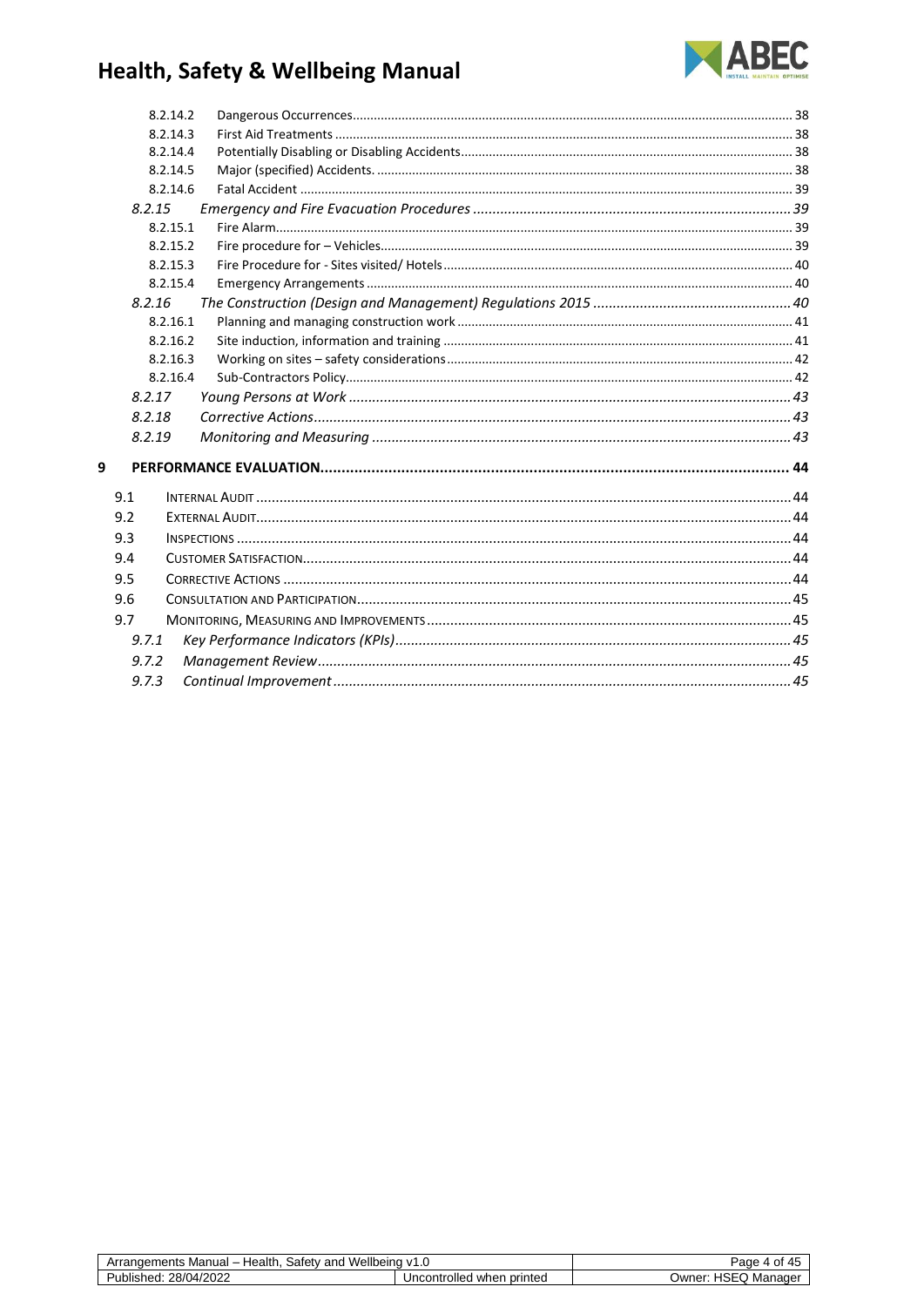8.2.14.2 Dangerous Occurrences ... 38
8.2.14.3 First Aid Treatments ... 38
8.2.14.4 Potentially Disabling or Disabling Accidents ... 38
8.2.14.5 Major (specified) Accidents. ... 38
8.2.14.6 Fatal Accident ... 39

*8.2.15 Emergency and Fire Evacuation Procedures ... 39*

8.2.15.1 Fire Alarm ... 39
8.2.15.2 Fire procedure for – Vehicles ... 39
8.2.15.3 Fire Procedure for - Sites visited/ Hotels ... 40
8.2.15.4 Emergency Arrangements ... 40

*8.2.16 The Construction (Design and Management) Regulations 2015 ... 40*

8.2.16.1 Planning and managing construction work ... 41
8.2.16.2 Site induction, information and training ... 41
8.2.16.3 Working on sites – safety considerations ... 42
8.2.16.4 Sub-Contractors Policy ... 42

*8.2.17 Young Persons at Work ... 43*

*8.2.18 Corrective Actions ... 43*

*8.2.19 Monitoring and Measuring ... 43*

**9 PERFORMANCE EVALUATION ... 44**

9.1 Internal Audit ... 44
9.2 External Audit ... 44
9.3 Inspections ... 44
9.4 Customer Satisfaction ... 44
9.5 Corrective Actions ... 44
9.6 Consultation and Participation ... 45
9.7 Monitoring, Measuring and Improvements ... 45

*9.7.1 Key Performance Indicators (KPIs) ... 45*

*9.7.2 Management Review ... 45*

*9.7.3 Continual Improvement ... 45*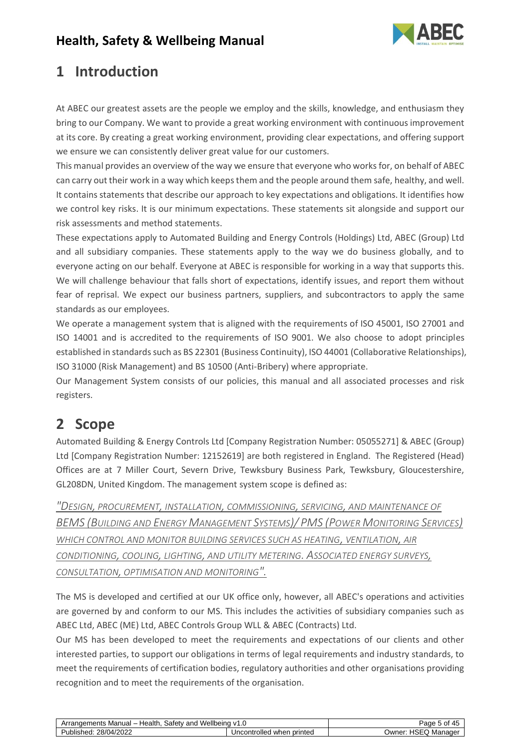# 1 Introduction

At ABEC our greatest assets are the people we employ and the skills, knowledge, and enthusiasm they bring to our Company. We want to provide a great working environment with continuous improvement at its core. By creating a great working environment, providing clear expectations, and offering support we ensure we can consistently deliver great value for our customers.

This manual provides an overview of the way we ensure that everyone who works for, on behalf of ABEC can carry out their work in a way which keeps them and the people around them safe, healthy, and well. It contains statements that describe our approach to key expectations and obligations. It identifies how we control key risks. It is our minimum expectations. These statements sit alongside and support our risk assessments and method statements.

These expectations apply to Automated Building and Energy Controls (Holdings) Ltd, ABEC (Group) Ltd and all subsidiary companies. These statements apply to the way we do business globally, and to everyone acting on our behalf. Everyone at ABEC is responsible for working in a way that supports this. We will challenge behaviour that falls short of expectations, identify issues, and report them without fear of reprisal. We expect our business partners, suppliers, and subcontractors to apply the same standards as our employees.

We operate a management system that is aligned with the requirements of ISO 45001, ISO 27001 and ISO 14001 and is accredited to the requirements of ISO 9001. We also choose to adopt principles established in standards such as BS 22301 (Business Continuity), ISO 44001 (Collaborative Relationships), ISO 31000 (Risk Management) and BS 10500 (Anti-Bribery) where appropriate.

Our Management System consists of our policies, this manual and all associated processes and risk registers.

# 2 Scope

Automated Building & Energy Controls Ltd [Company Registration Number: 05055271] & ABEC (Group) Ltd [Company Registration Number: 12152619] are both registered in England. The Registered (Head) Offices are at 7 Miller Court, Severn Drive, Tewksbury Business Park, Tewksbury, Gloucestershire, GL208DN, United Kingdom. The management system scope is defined as:

*"Design, procurement, installation, commissioning, servicing, and maintenance of BEMS (Building and Energy Management Systems)/ PMS (Power Monitoring Services) which control and monitor building services such as heating, ventilation, air conditioning, cooling, lighting, and utility metering. Associated energy surveys, consultation, optimisation and monitoring".*

The MS is developed and certified at our UK office only, however, all ABEC's operations and activities are governed by and conform to our MS. This includes the activities of subsidiary companies such as ABEC Ltd, ABEC (ME) Ltd, ABEC Controls Group WLL & ABEC (Contracts) Ltd.

Our MS has been developed to meet the requirements and expectations of our clients and other interested parties, to support our obligations in terms of legal requirements and industry standards, to meet the requirements of certification bodies, regulatory authorities and other organisations providing recognition and to meet the requirements of the organisation.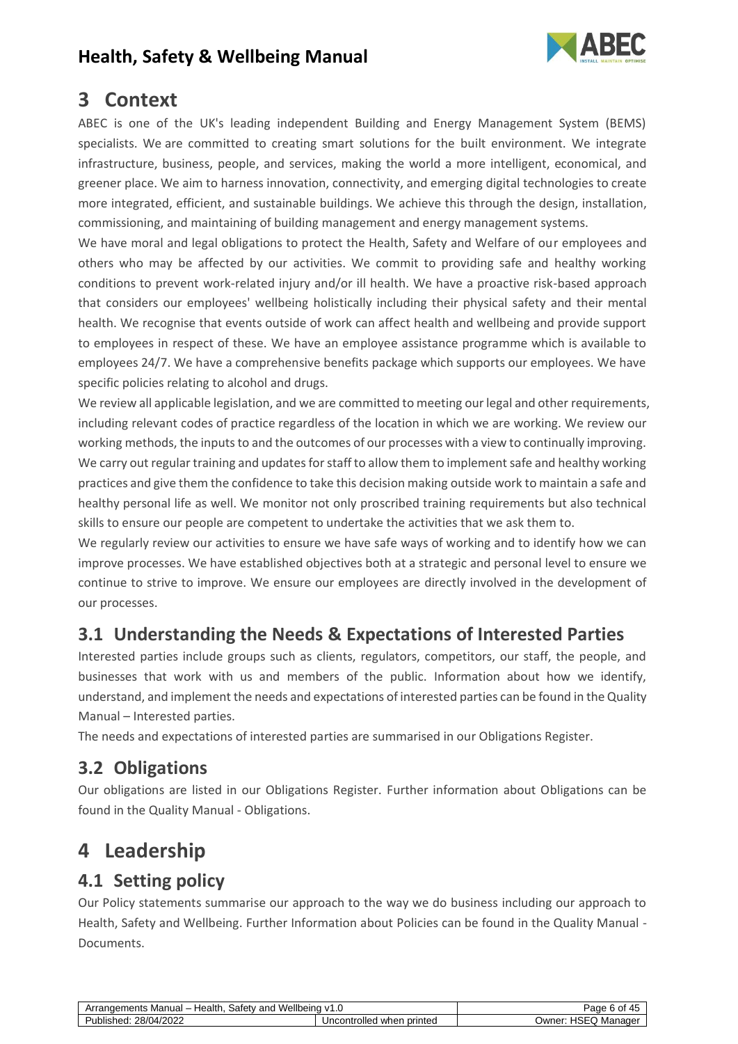# 3 Context

ABEC is one of the UK's leading independent Building and Energy Management System (BEMS) specialists. We are committed to creating smart solutions for the built environment. We integrate infrastructure, business, people, and services, making the world a more intelligent, economical, and greener place. We aim to harness innovation, connectivity, and emerging digital technologies to create more integrated, efficient, and sustainable buildings. We achieve this through the design, installation, commissioning, and maintaining of building management and energy management systems.

We have moral and legal obligations to protect the Health, Safety and Welfare of our employees and others who may be affected by our activities. We commit to providing safe and healthy working conditions to prevent work-related injury and/or ill health. We have a proactive risk-based approach that considers our employees' wellbeing holistically including their physical safety and their mental health. We recognise that events outside of work can affect health and wellbeing and provide support to employees in respect of these. We have an employee assistance programme which is available to employees 24/7. We have a comprehensive benefits package which supports our employees. We have specific policies relating to alcohol and drugs.

We review all applicable legislation, and we are committed to meeting our legal and other requirements, including relevant codes of practice regardless of the location in which we are working. We review our working methods, the inputs to and the outcomes of our processes with a view to continually improving. We carry out regular training and updates for staff to allow them to implement safe and healthy working practices and give them the confidence to take this decision making outside work to maintain a safe and healthy personal life as well. We monitor not only proscribed training requirements but also technical skills to ensure our people are competent to undertake the activities that we ask them to.

We regularly review our activities to ensure we have safe ways of working and to identify how we can improve processes. We have established objectives both at a strategic and personal level to ensure we continue to strive to improve. We ensure our employees are directly involved in the development of our processes.

## 3.1 Understanding the Needs & Expectations of Interested Parties

Interested parties include groups such as clients, regulators, competitors, our staff, the people, and businesses that work with us and members of the public. Information about how we identify, understand, and implement the needs and expectations of interested parties can be found in the Quality Manual – Interested parties.

The needs and expectations of interested parties are summarised in our Obligations Register.

## 3.2 Obligations

Our obligations are listed in our Obligations Register. Further information about Obligations can be found in the Quality Manual - Obligations.

# 4 Leadership

## 4.1 Setting policy

Our Policy statements summarise our approach to the way we do business including our approach to Health, Safety and Wellbeing. Further Information about Policies can be found in the Quality Manual - Documents.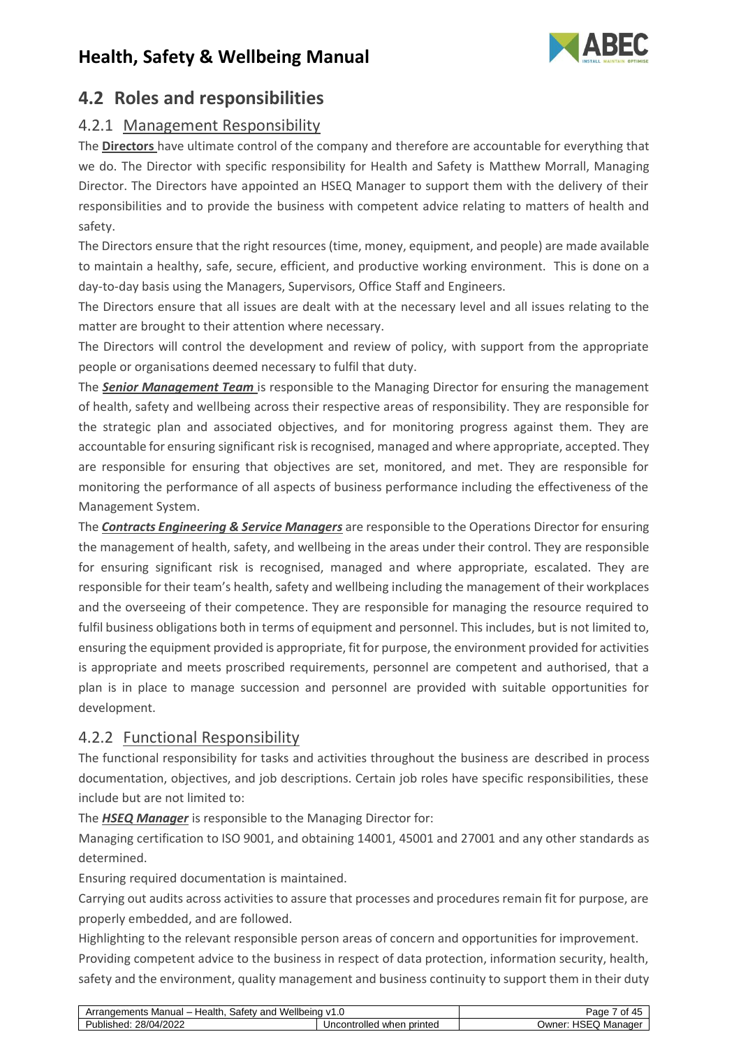## 4.2 Roles and responsibilities

### 4.2.1 Management Responsibility

The **Directors** have ultimate control of the company and therefore are accountable for everything that we do. The Director with specific responsibility for Health and Safety is Matthew Morrall, Managing Director. The Directors have appointed an HSEQ Manager to support them with the delivery of their responsibilities and to provide the business with competent advice relating to matters of health and safety.

The Directors ensure that the right resources (time, money, equipment, and people) are made available to maintain a healthy, safe, secure, efficient, and productive working environment. This is done on a day-to-day basis using the Managers, Supervisors, Office Staff and Engineers.

The Directors ensure that all issues are dealt with at the necessary level and all issues relating to the matter are brought to their attention where necessary.

The Directors will control the development and review of policy, with support from the appropriate people or organisations deemed necessary to fulfil that duty.

The ***Senior Management Team*** is responsible to the Managing Director for ensuring the management of health, safety and wellbeing across their respective areas of responsibility. They are responsible for the strategic plan and associated objectives, and for monitoring progress against them. They are accountable for ensuring significant risk is recognised, managed and where appropriate, accepted. They are responsible for ensuring that objectives are set, monitored, and met. They are responsible for monitoring the performance of all aspects of business performance including the effectiveness of the Management System.

The ***Contracts Engineering & Service Managers*** are responsible to the Operations Director for ensuring the management of health, safety, and wellbeing in the areas under their control. They are responsible for ensuring significant risk is recognised, managed and where appropriate, escalated. They are responsible for their team's health, safety and wellbeing including the management of their workplaces and the overseeing of their competence. They are responsible for managing the resource required to fulfil business obligations both in terms of equipment and personnel. This includes, but is not limited to, ensuring the equipment provided is appropriate, fit for purpose, the environment provided for activities is appropriate and meets proscribed requirements, personnel are competent and authorised, that a plan is in place to manage succession and personnel are provided with suitable opportunities for development.

### 4.2.2 Functional Responsibility

The functional responsibility for tasks and activities throughout the business are described in process documentation, objectives, and job descriptions. Certain job roles have specific responsibilities, these include but are not limited to:

The ***HSEQ Manager*** is responsible to the Managing Director for:

Managing certification to ISO 9001, and obtaining 14001, 45001 and 27001 and any other standards as determined.

Ensuring required documentation is maintained.

Carrying out audits across activities to assure that processes and procedures remain fit for purpose, are properly embedded, and are followed.

Highlighting to the relevant responsible person areas of concern and opportunities for improvement.

Providing competent advice to the business in respect of data protection, information security, health, safety and the environment, quality management and business continuity to support them in their duty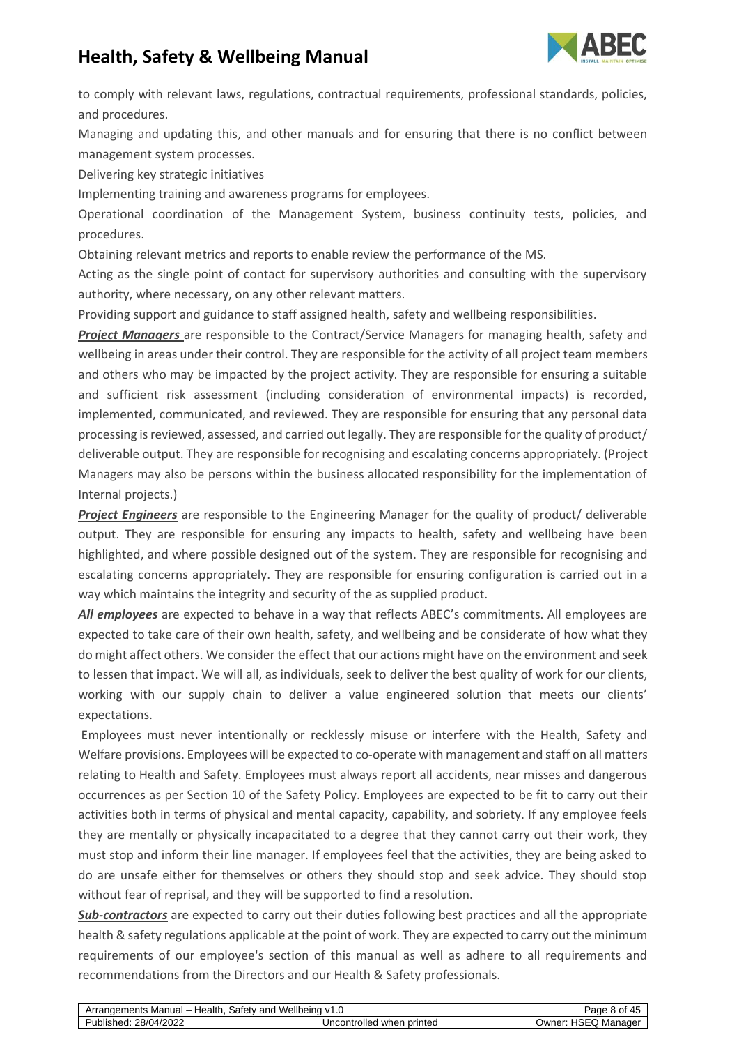to comply with relevant laws, regulations, contractual requirements, professional standards, policies, and procedures.

Managing and updating this, and other manuals and for ensuring that there is no conflict between management system processes.

Delivering key strategic initiatives

Implementing training and awareness programs for employees.

Operational coordination of the Management System, business continuity tests, policies, and procedures.

Obtaining relevant metrics and reports to enable review the performance of the MS.

Acting as the single point of contact for supervisory authorities and consulting with the supervisory authority, where necessary, on any other relevant matters.

Providing support and guidance to staff assigned health, safety and wellbeing responsibilities.

***Project Managers*** are responsible to the Contract/Service Managers for managing health, safety and wellbeing in areas under their control. They are responsible for the activity of all project team members and others who may be impacted by the project activity. They are responsible for ensuring a suitable and sufficient risk assessment (including consideration of environmental impacts) is recorded, implemented, communicated, and reviewed. They are responsible for ensuring that any personal data processing is reviewed, assessed, and carried out legally. They are responsible for the quality of product/ deliverable output. They are responsible for recognising and escalating concerns appropriately. (Project Managers may also be persons within the business allocated responsibility for the implementation of Internal projects.)

***Project Engineers*** are responsible to the Engineering Manager for the quality of product/ deliverable output. They are responsible for ensuring any impacts to health, safety and wellbeing have been highlighted, and where possible designed out of the system. They are responsible for recognising and escalating concerns appropriately. They are responsible for ensuring configuration is carried out in a way which maintains the integrity and security of the as supplied product.

***All employees*** are expected to behave in a way that reflects ABEC's commitments. All employees are expected to take care of their own health, safety, and wellbeing and be considerate of how what they do might affect others. We consider the effect that our actions might have on the environment and seek to lessen that impact. We will all, as individuals, seek to deliver the best quality of work for our clients, working with our supply chain to deliver a value engineered solution that meets our clients' expectations.

Employees must never intentionally or recklessly misuse or interfere with the Health, Safety and Welfare provisions. Employees will be expected to co-operate with management and staff on all matters relating to Health and Safety. Employees must always report all accidents, near misses and dangerous occurrences as per Section 10 of the Safety Policy. Employees are expected to be fit to carry out their activities both in terms of physical and mental capacity, capability, and sobriety. If any employee feels they are mentally or physically incapacitated to a degree that they cannot carry out their work, they must stop and inform their line manager. If employees feel that the activities, they are being asked to do are unsafe either for themselves or others they should stop and seek advice. They should stop without fear of reprisal, and they will be supported to find a resolution.

***Sub-contractors*** are expected to carry out their duties following best practices and all the appropriate health & safety regulations applicable at the point of work. They are expected to carry out the minimum requirements of our employee's section of this manual as well as adhere to all requirements and recommendations from the Directors and our Health & Safety professionals.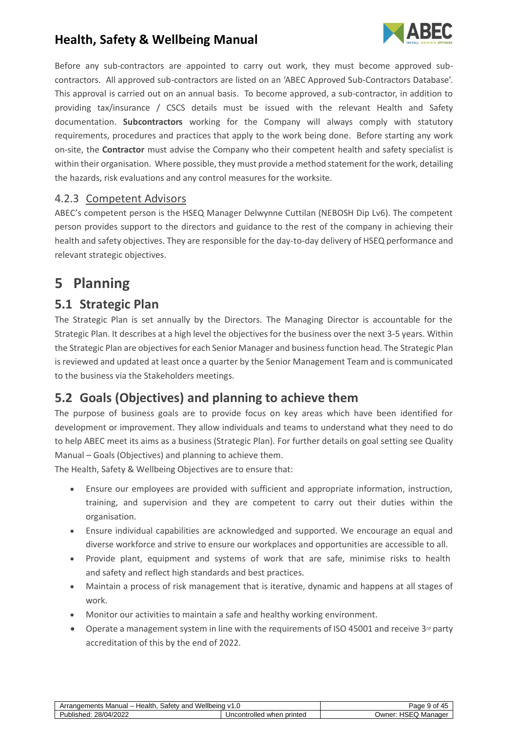Before any sub-contractors are appointed to carry out work, they must become approved sub-contractors. All approved sub-contractors are listed on an 'ABEC Approved Sub-Contractors Database'. This approval is carried out on an annual basis. To become approved, a sub-contractor, in addition to providing tax/insurance / CSCS details must be issued with the relevant Health and Safety documentation. **Subcontractors** working for the Company will always comply with statutory requirements, procedures and practices that apply to the work being done. Before starting any work on-site, the **Contractor** must advise the Company who their competent health and safety specialist is within their organisation. Where possible, they must provide a method statement for the work, detailing the hazards, risk evaluations and any control measures for the worksite.

### 4.2.3 Competent Advisors

ABEC's competent person is the HSEQ Manager Delwynne Cuttilan (NEBOSH Dip Lv6). The competent person provides support to the directors and guidance to the rest of the company in achieving their health and safety objectives. They are responsible for the day-to-day delivery of HSEQ performance and relevant strategic objectives.

# 5 Planning

## 5.1 Strategic Plan

The Strategic Plan is set annually by the Directors. The Managing Director is accountable for the Strategic Plan. It describes at a high level the objectives for the business over the next 3-5 years. Within the Strategic Plan are objectives for each Senior Manager and business function head. The Strategic Plan is reviewed and updated at least once a quarter by the Senior Management Team and is communicated to the business via the Stakeholders meetings.

## 5.2 Goals (Objectives) and planning to achieve them

The purpose of business goals are to provide focus on key areas which have been identified for development or improvement. They allow individuals and teams to understand what they need to do to help ABEC meet its aims as a business (Strategic Plan). For further details on goal setting see Quality Manual – Goals (Objectives) and planning to achieve them.

The Health, Safety & Wellbeing Objectives are to ensure that:

- Ensure our employees are provided with sufficient and appropriate information, instruction, training, and supervision and they are competent to carry out their duties within the organisation.
- Ensure individual capabilities are acknowledged and supported. We encourage an equal and diverse workforce and strive to ensure our workplaces and opportunities are accessible to all.
- Provide plant, equipment and systems of work that are safe, minimise risks to health and safety and reflect high standards and best practices.
- Maintain a process of risk management that is iterative, dynamic and happens at all stages of work.
- Monitor our activities to maintain a safe and healthy working environment.
- Operate a management system in line with the requirements of ISO 45001 and receive 3rd party accreditation of this by the end of 2022.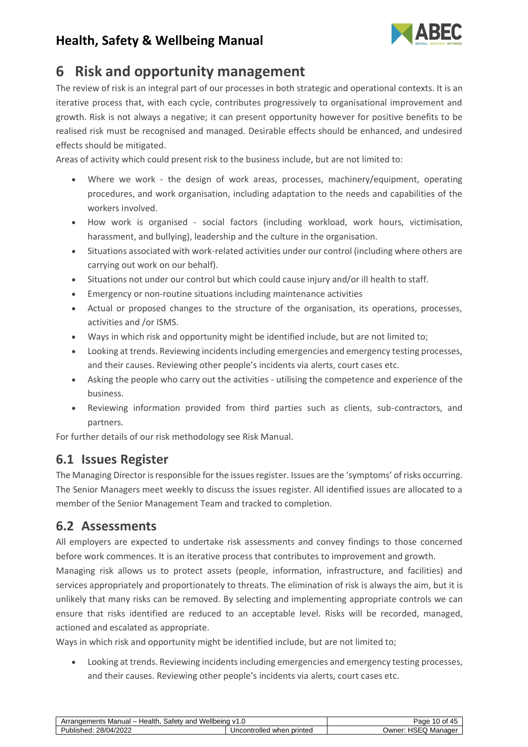# 6 Risk and opportunity management

The review of risk is an integral part of our processes in both strategic and operational contexts. It is an iterative process that, with each cycle, contributes progressively to organisational improvement and growth. Risk is not always a negative; it can present opportunity however for positive benefits to be realised risk must be recognised and managed. Desirable effects should be enhanced, and undesired effects should be mitigated.

Areas of activity which could present risk to the business include, but are not limited to:

- Where we work - the design of work areas, processes, machinery/equipment, operating procedures, and work organisation, including adaptation to the needs and capabilities of the workers involved.
- How work is organised - social factors (including workload, work hours, victimisation, harassment, and bullying), leadership and the culture in the organisation.
- Situations associated with work-related activities under our control (including where others are carrying out work on our behalf).
- Situations not under our control but which could cause injury and/or ill health to staff.
- Emergency or non-routine situations including maintenance activities
- Actual or proposed changes to the structure of the organisation, its operations, processes, activities and /or ISMS.
- Ways in which risk and opportunity might be identified include, but are not limited to;
- Looking at trends. Reviewing incidents including emergencies and emergency testing processes, and their causes. Reviewing other people's incidents via alerts, court cases etc.
- Asking the people who carry out the activities - utilising the competence and experience of the business.
- Reviewing information provided from third parties such as clients, sub-contractors, and partners.

For further details of our risk methodology see Risk Manual.

## 6.1 Issues Register

The Managing Director is responsible for the issues register. Issues are the 'symptoms' of risks occurring. The Senior Managers meet weekly to discuss the issues register. All identified issues are allocated to a member of the Senior Management Team and tracked to completion.

## 6.2 Assessments

All employers are expected to undertake risk assessments and convey findings to those concerned before work commences. It is an iterative process that contributes to improvement and growth.

Managing risk allows us to protect assets (people, information, infrastructure, and facilities) and services appropriately and proportionately to threats. The elimination of risk is always the aim, but it is unlikely that many risks can be removed. By selecting and implementing appropriate controls we can ensure that risks identified are reduced to an acceptable level. Risks will be recorded, managed, actioned and escalated as appropriate.

Ways in which risk and opportunity might be identified include, but are not limited to;

- Looking at trends. Reviewing incidents including emergencies and emergency testing processes, and their causes. Reviewing other people's incidents via alerts, court cases etc.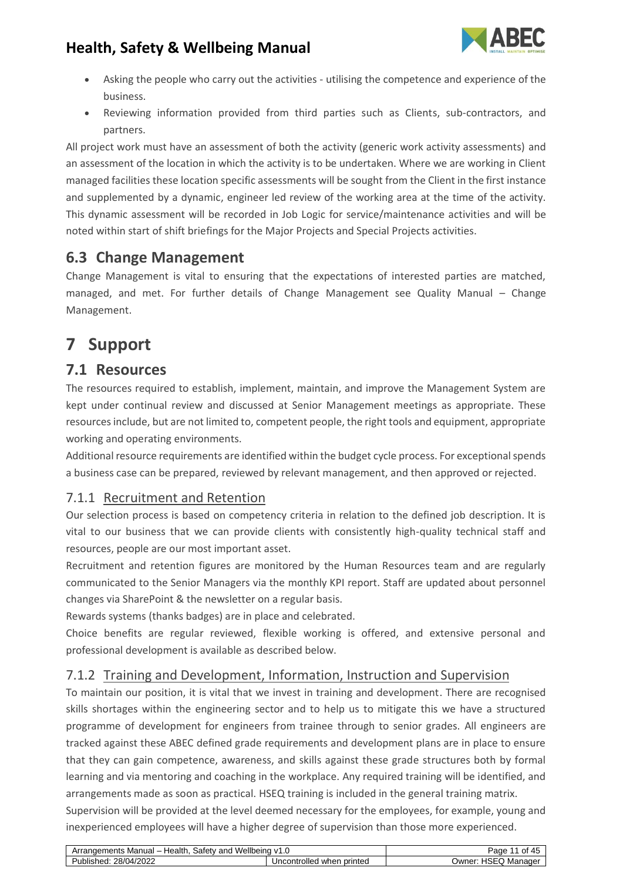- Asking the people who carry out the activities - utilising the competence and experience of the business.
- Reviewing information provided from third parties such as Clients, sub-contractors, and partners.

All project work must have an assessment of both the activity (generic work activity assessments) and an assessment of the location in which the activity is to be undertaken. Where we are working in Client managed facilities these location specific assessments will be sought from the Client in the first instance and supplemented by a dynamic, engineer led review of the working area at the time of the activity. This dynamic assessment will be recorded in Job Logic for service/maintenance activities and will be noted within start of shift briefings for the Major Projects and Special Projects activities.

## 6.3 Change Management

Change Management is vital to ensuring that the expectations of interested parties are matched, managed, and met. For further details of Change Management see Quality Manual – Change Management.

# 7 Support

## 7.1 Resources

The resources required to establish, implement, maintain, and improve the Management System are kept under continual review and discussed at Senior Management meetings as appropriate. These resources include, but are not limited to, competent people, the right tools and equipment, appropriate working and operating environments.

Additional resource requirements are identified within the budget cycle process. For exceptional spends a business case can be prepared, reviewed by relevant management, and then approved or rejected.

### 7.1.1 Recruitment and Retention

Our selection process is based on competency criteria in relation to the defined job description. It is vital to our business that we can provide clients with consistently high-quality technical staff and resources, people are our most important asset.

Recruitment and retention figures are monitored by the Human Resources team and are regularly communicated to the Senior Managers via the monthly KPI report. Staff are updated about personnel changes via SharePoint & the newsletter on a regular basis.

Rewards systems (thanks badges) are in place and celebrated.

Choice benefits are regular reviewed, flexible working is offered, and extensive personal and professional development is available as described below.

### 7.1.2 Training and Development, Information, Instruction and Supervision

To maintain our position, it is vital that we invest in training and development. There are recognised skills shortages within the engineering sector and to help us to mitigate this we have a structured programme of development for engineers from trainee through to senior grades. All engineers are tracked against these ABEC defined grade requirements and development plans are in place to ensure that they can gain competence, awareness, and skills against these grade structures both by formal learning and via mentoring and coaching in the workplace. Any required training will be identified, and arrangements made as soon as practical. HSEQ training is included in the general training matrix.

Supervision will be provided at the level deemed necessary for the employees, for example, young and inexperienced employees will have a higher degree of supervision than those more experienced.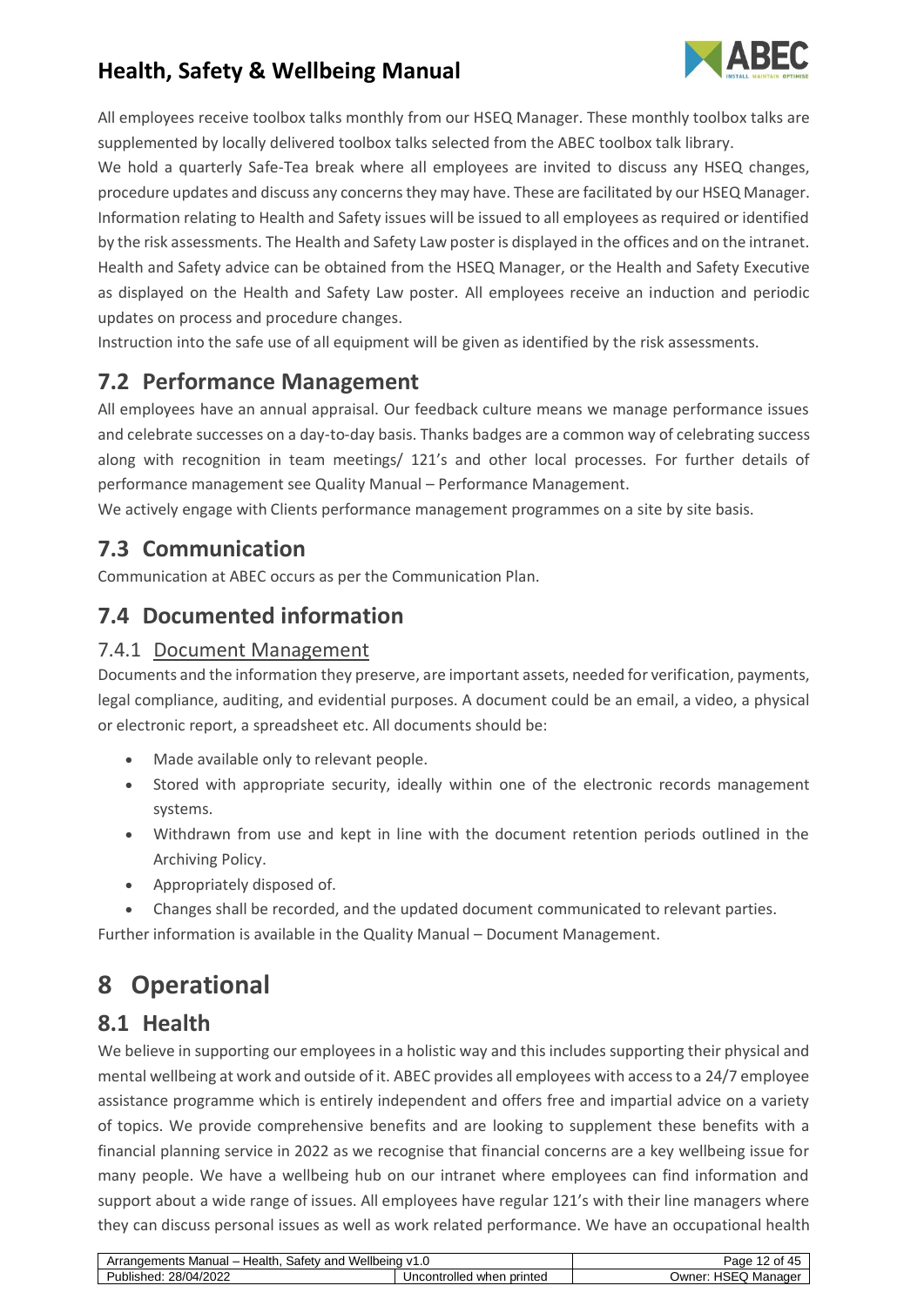All employees receive toolbox talks monthly from our HSEQ Manager. These monthly toolbox talks are supplemented by locally delivered toolbox talks selected from the ABEC toolbox talk library.

We hold a quarterly Safe-Tea break where all employees are invited to discuss any HSEQ changes, procedure updates and discuss any concerns they may have. These are facilitated by our HSEQ Manager.

Information relating to Health and Safety issues will be issued to all employees as required or identified by the risk assessments. The Health and Safety Law poster is displayed in the offices and on the intranet. Health and Safety advice can be obtained from the HSEQ Manager, or the Health and Safety Executive as displayed on the Health and Safety Law poster. All employees receive an induction and periodic updates on process and procedure changes.

Instruction into the safe use of all equipment will be given as identified by the risk assessments.

## 7.2 Performance Management

All employees have an annual appraisal. Our feedback culture means we manage performance issues and celebrate successes on a day-to-day basis. Thanks badges are a common way of celebrating success along with recognition in team meetings/ 121's and other local processes. For further details of performance management see Quality Manual – Performance Management.

We actively engage with Clients performance management programmes on a site by site basis.

## 7.3 Communication

Communication at ABEC occurs as per the Communication Plan.

## 7.4 Documented information

### 7.4.1 Document Management

Documents and the information they preserve, are important assets, needed for verification, payments, legal compliance, auditing, and evidential purposes. A document could be an email, a video, a physical or electronic report, a spreadsheet etc. All documents should be:

- Made available only to relevant people.
- Stored with appropriate security, ideally within one of the electronic records management systems.
- Withdrawn from use and kept in line with the document retention periods outlined in the Archiving Policy.
- Appropriately disposed of.
- Changes shall be recorded, and the updated document communicated to relevant parties.

Further information is available in the Quality Manual – Document Management.

# 8 Operational

## 8.1 Health

We believe in supporting our employees in a holistic way and this includes supporting their physical and mental wellbeing at work and outside of it. ABEC provides all employees with access to a 24/7 employee assistance programme which is entirely independent and offers free and impartial advice on a variety of topics. We provide comprehensive benefits and are looking to supplement these benefits with a financial planning service in 2022 as we recognise that financial concerns are a key wellbeing issue for many people. We have a wellbeing hub on our intranet where employees can find information and support about a wide range of issues. All employees have regular 121's with their line managers where they can discuss personal issues as well as work related performance. We have an occupational health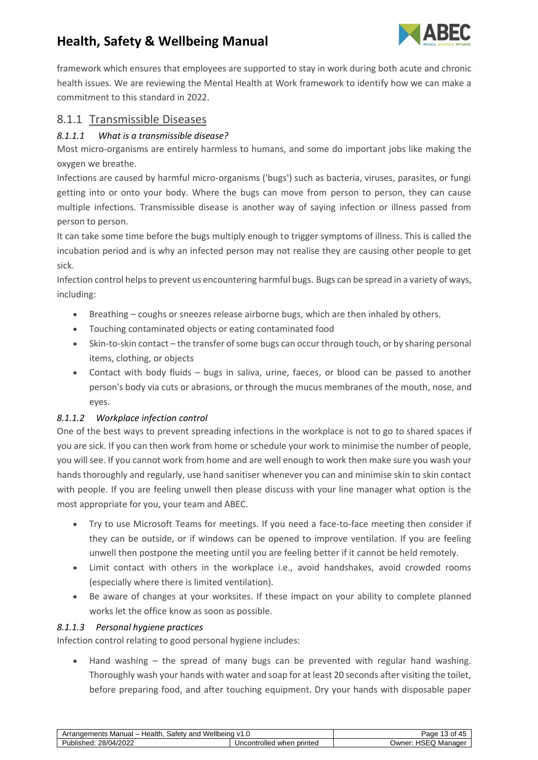framework which ensures that employees are supported to stay in work during both acute and chronic health issues. We are reviewing the Mental Health at Work framework to identify how we can make a commitment to this standard in 2022.

## 8.1.1 Transmissible Diseases

### *8.1.1.1 What is a transmissible disease?*

Most micro-organisms are entirely harmless to humans, and some do important jobs like making the oxygen we breathe.

Infections are caused by harmful micro-organisms ('bugs') such as bacteria, viruses, parasites, or fungi getting into or onto your body. Where the bugs can move from person to person, they can cause multiple infections. Transmissible disease is another way of saying infection or illness passed from person to person.

It can take some time before the bugs multiply enough to trigger symptoms of illness. This is called the incubation period and is why an infected person may not realise they are causing other people to get sick.

Infection control helps to prevent us encountering harmful bugs. Bugs can be spread in a variety of ways, including:

- Breathing – coughs or sneezes release airborne bugs, which are then inhaled by others.
- Touching contaminated objects or eating contaminated food
- Skin-to-skin contact – the transfer of some bugs can occur through touch, or by sharing personal items, clothing, or objects
- Contact with body fluids – bugs in saliva, urine, faeces, or blood can be passed to another person's body via cuts or abrasions, or through the mucus membranes of the mouth, nose, and eyes.

### *8.1.1.2 Workplace infection control*

One of the best ways to prevent spreading infections in the workplace is not to go to shared spaces if you are sick. If you can then work from home or schedule your work to minimise the number of people, you will see. If you cannot work from home and are well enough to work then make sure you wash your hands thoroughly and regularly, use hand sanitiser whenever you can and minimise skin to skin contact with people. If you are feeling unwell then please discuss with your line manager what option is the most appropriate for you, your team and ABEC.

- Try to use Microsoft Teams for meetings. If you need a face-to-face meeting then consider if they can be outside, or if windows can be opened to improve ventilation. If you are feeling unwell then postpone the meeting until you are feeling better if it cannot be held remotely.
- Limit contact with others in the workplace i.e., avoid handshakes, avoid crowded rooms (especially where there is limited ventilation).
- Be aware of changes at your worksites. If these impact on your ability to complete planned works let the office know as soon as possible.

### *8.1.1.3 Personal hygiene practices*

Infection control relating to good personal hygiene includes:

- Hand washing – the spread of many bugs can be prevented with regular hand washing. Thoroughly wash your hands with water and soap for at least 20 seconds after visiting the toilet, before preparing food, and after touching equipment. Dry your hands with disposable paper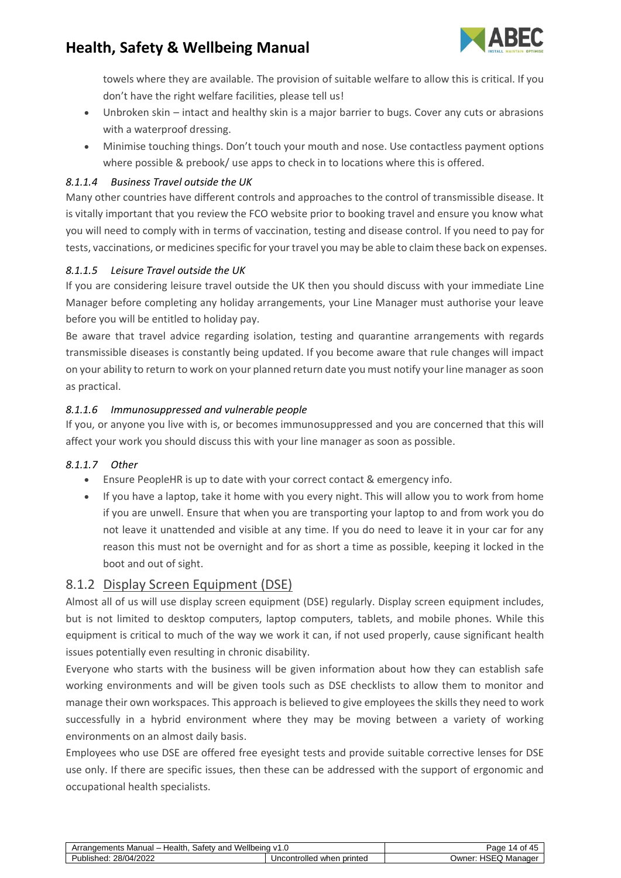towels where they are available. The provision of suitable welfare to allow this is critical. If you don't have the right welfare facilities, please tell us!

- Unbroken skin – intact and healthy skin is a major barrier to bugs. Cover any cuts or abrasions with a waterproof dressing.
- Minimise touching things. Don't touch your mouth and nose. Use contactless payment options where possible & prebook/ use apps to check in to locations where this is offered.

#### *8.1.1.4 Business Travel outside the UK*

Many other countries have different controls and approaches to the control of transmissible disease. It is vitally important that you review the FCO website prior to booking travel and ensure you know what you will need to comply with in terms of vaccination, testing and disease control. If you need to pay for tests, vaccinations, or medicines specific for your travel you may be able to claim these back on expenses.

#### *8.1.1.5 Leisure Travel outside the UK*

If you are considering leisure travel outside the UK then you should discuss with your immediate Line Manager before completing any holiday arrangements, your Line Manager must authorise your leave before you will be entitled to holiday pay.

Be aware that travel advice regarding isolation, testing and quarantine arrangements with regards transmissible diseases is constantly being updated. If you become aware that rule changes will impact on your ability to return to work on your planned return date you must notify your line manager as soon as practical.

#### *8.1.1.6 Immunosuppressed and vulnerable people*

If you, or anyone you live with is, or becomes immunosuppressed and you are concerned that this will affect your work you should discuss this with your line manager as soon as possible.

#### *8.1.1.7 Other*

- Ensure PeopleHR is up to date with your correct contact & emergency info.
- If you have a laptop, take it home with you every night. This will allow you to work from home if you are unwell. Ensure that when you are transporting your laptop to and from work you do not leave it unattended and visible at any time. If you do need to leave it in your car for any reason this must not be overnight and for as short a time as possible, keeping it locked in the boot and out of sight.

### 8.1.2 Display Screen Equipment (DSE)

Almost all of us will use display screen equipment (DSE) regularly. Display screen equipment includes, but is not limited to desktop computers, laptop computers, tablets, and mobile phones. While this equipment is critical to much of the way we work it can, if not used properly, cause significant health issues potentially even resulting in chronic disability.

Everyone who starts with the business will be given information about how they can establish safe working environments and will be given tools such as DSE checklists to allow them to monitor and manage their own workspaces. This approach is believed to give employees the skills they need to work successfully in a hybrid environment where they may be moving between a variety of working environments on an almost daily basis.

Employees who use DSE are offered free eyesight tests and provide suitable corrective lenses for DSE use only. If there are specific issues, then these can be addressed with the support of ergonomic and occupational health specialists.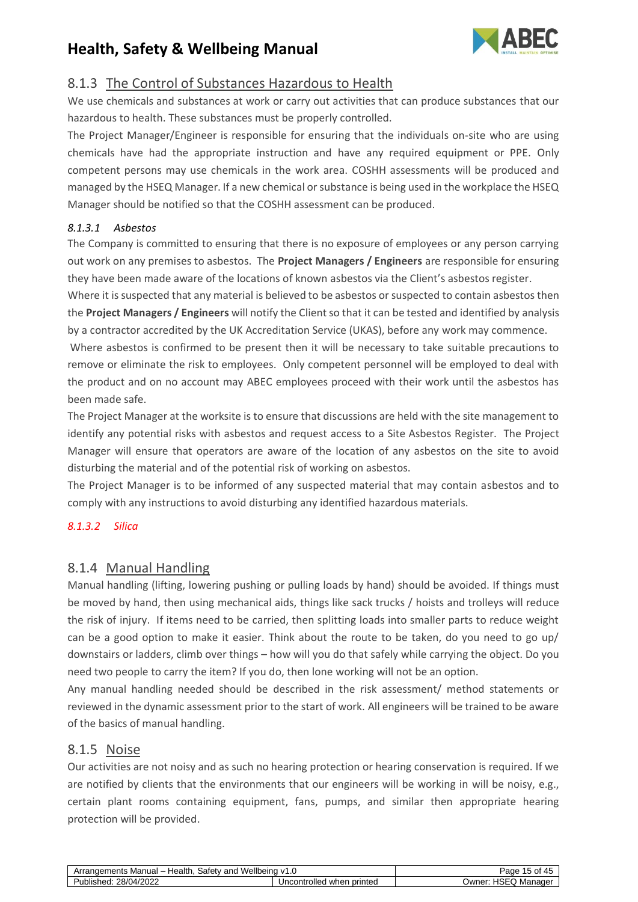## 8.1.3 The Control of Substances Hazardous to Health

We use chemicals and substances at work or carry out activities that can produce substances that our hazardous to health. These substances must be properly controlled.

The Project Manager/Engineer is responsible for ensuring that the individuals on-site who are using chemicals have had the appropriate instruction and have any required equipment or PPE. Only competent persons may use chemicals in the work area. COSHH assessments will be produced and managed by the HSEQ Manager. If a new chemical or substance is being used in the workplace the HSEQ Manager should be notified so that the COSHH assessment can be produced.

#### *8.1.3.1 Asbestos*

The Company is committed to ensuring that there is no exposure of employees or any person carrying out work on any premises to asbestos. The **Project Managers / Engineers** are responsible for ensuring they have been made aware of the locations of known asbestos via the Client's asbestos register.

Where it is suspected that any material is believed to be asbestos or suspected to contain asbestos then the **Project Managers / Engineers** will notify the Client so that it can be tested and identified by analysis by a contractor accredited by the UK Accreditation Service (UKAS), before any work may commence.

Where asbestos is confirmed to be present then it will be necessary to take suitable precautions to remove or eliminate the risk to employees. Only competent personnel will be employed to deal with the product and on no account may ABEC employees proceed with their work until the asbestos has been made safe.

The Project Manager at the worksite is to ensure that discussions are held with the site management to identify any potential risks with asbestos and request access to a Site Asbestos Register. The Project Manager will ensure that operators are aware of the location of any asbestos on the site to avoid disturbing the material and of the potential risk of working on asbestos.

The Project Manager is to be informed of any suspected material that may contain asbestos and to comply with any instructions to avoid disturbing any identified hazardous materials.

#### *8.1.3.2 Silica*

## 8.1.4 Manual Handling

Manual handling (lifting, lowering pushing or pulling loads by hand) should be avoided. If things must be moved by hand, then using mechanical aids, things like sack trucks / hoists and trolleys will reduce the risk of injury. If items need to be carried, then splitting loads into smaller parts to reduce weight can be a good option to make it easier. Think about the route to be taken, do you need to go up/ downstairs or ladders, climb over things – how will you do that safely while carrying the object. Do you need two people to carry the item? If you do, then lone working will not be an option.

Any manual handling needed should be described in the risk assessment/ method statements or reviewed in the dynamic assessment prior to the start of work. All engineers will be trained to be aware of the basics of manual handling.

## 8.1.5 Noise

Our activities are not noisy and as such no hearing protection or hearing conservation is required. If we are notified by clients that the environments that our engineers will be working in will be noisy, e.g., certain plant rooms containing equipment, fans, pumps, and similar then appropriate hearing protection will be provided.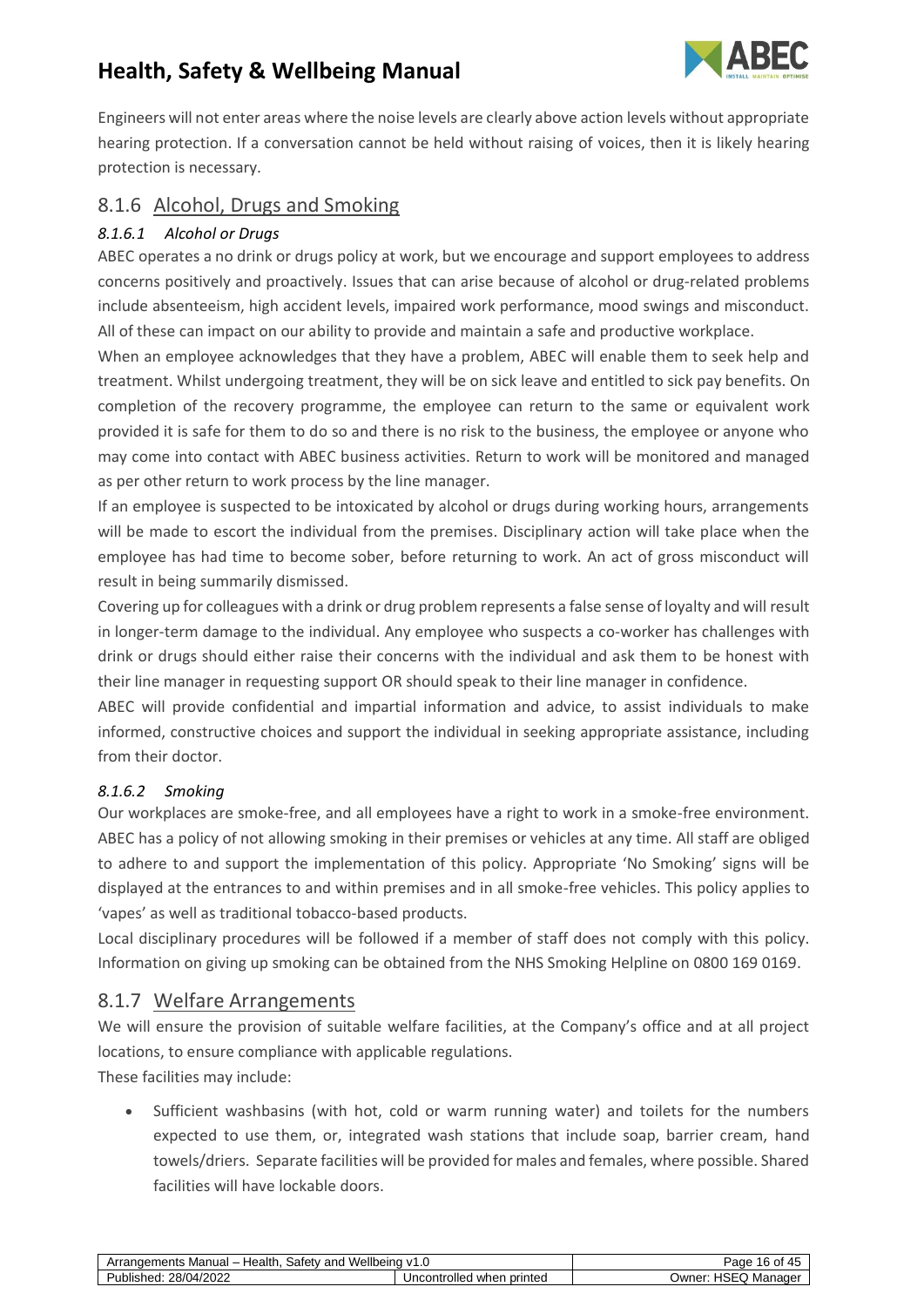Engineers will not enter areas where the noise levels are clearly above action levels without appropriate hearing protection. If a conversation cannot be held without raising of voices, then it is likely hearing protection is necessary.

## 8.1.6 Alcohol, Drugs and Smoking

### *8.1.6.1 Alcohol or Drugs*

ABEC operates a no drink or drugs policy at work, but we encourage and support employees to address concerns positively and proactively. Issues that can arise because of alcohol or drug-related problems include absenteeism, high accident levels, impaired work performance, mood swings and misconduct. All of these can impact on our ability to provide and maintain a safe and productive workplace.

When an employee acknowledges that they have a problem, ABEC will enable them to seek help and treatment. Whilst undergoing treatment, they will be on sick leave and entitled to sick pay benefits. On completion of the recovery programme, the employee can return to the same or equivalent work provided it is safe for them to do so and there is no risk to the business, the employee or anyone who may come into contact with ABEC business activities. Return to work will be monitored and managed as per other return to work process by the line manager.

If an employee is suspected to be intoxicated by alcohol or drugs during working hours, arrangements will be made to escort the individual from the premises. Disciplinary action will take place when the employee has had time to become sober, before returning to work. An act of gross misconduct will result in being summarily dismissed.

Covering up for colleagues with a drink or drug problem represents a false sense of loyalty and will result in longer-term damage to the individual. Any employee who suspects a co-worker has challenges with drink or drugs should either raise their concerns with the individual and ask them to be honest with their line manager in requesting support OR should speak to their line manager in confidence.

ABEC will provide confidential and impartial information and advice, to assist individuals to make informed, constructive choices and support the individual in seeking appropriate assistance, including from their doctor.

### *8.1.6.2 Smoking*

Our workplaces are smoke-free, and all employees have a right to work in a smoke-free environment. ABEC has a policy of not allowing smoking in their premises or vehicles at any time. All staff are obliged to adhere to and support the implementation of this policy. Appropriate 'No Smoking' signs will be displayed at the entrances to and within premises and in all smoke-free vehicles. This policy applies to 'vapes' as well as traditional tobacco-based products.

Local disciplinary procedures will be followed if a member of staff does not comply with this policy. Information on giving up smoking can be obtained from the NHS Smoking Helpline on 0800 169 0169.

## 8.1.7 Welfare Arrangements

We will ensure the provision of suitable welfare facilities, at the Company's office and at all project locations, to ensure compliance with applicable regulations.

These facilities may include:

- Sufficient washbasins (with hot, cold or warm running water) and toilets for the numbers expected to use them, or, integrated wash stations that include soap, barrier cream, hand towels/driers. Separate facilities will be provided for males and females, where possible. Shared facilities will have lockable doors.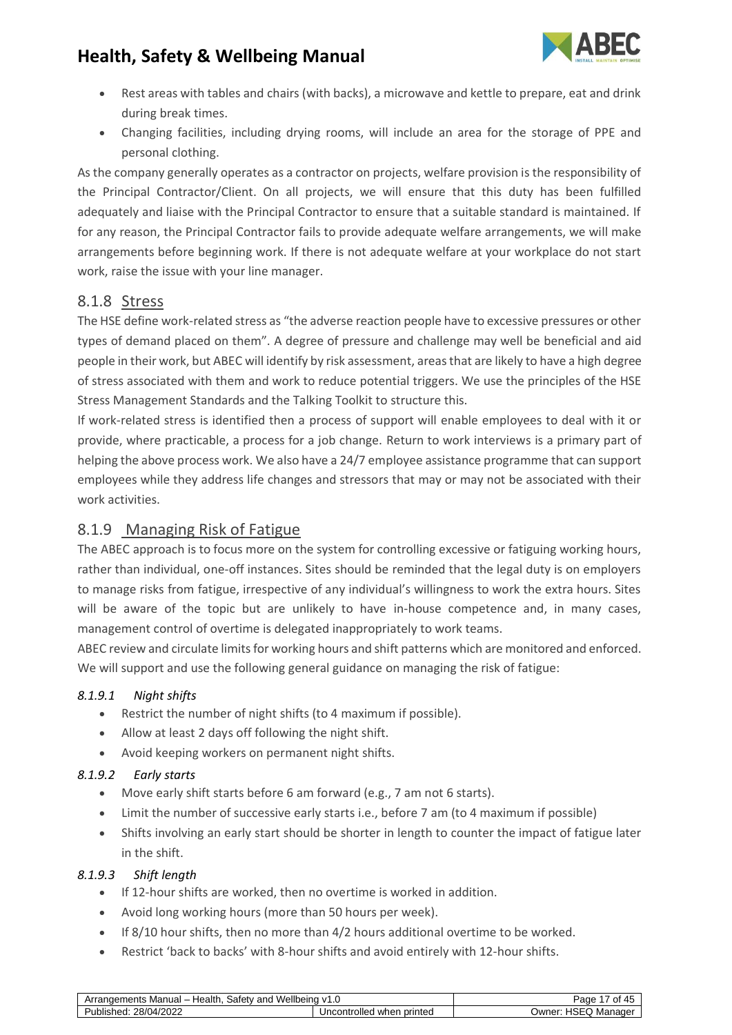- Rest areas with tables and chairs (with backs), a microwave and kettle to prepare, eat and drink during break times.
- Changing facilities, including drying rooms, will include an area for the storage of PPE and personal clothing.

As the company generally operates as a contractor on projects, welfare provision is the responsibility of the Principal Contractor/Client. On all projects, we will ensure that this duty has been fulfilled adequately and liaise with the Principal Contractor to ensure that a suitable standard is maintained. If for any reason, the Principal Contractor fails to provide adequate welfare arrangements, we will make arrangements before beginning work. If there is not adequate welfare at your workplace do not start work, raise the issue with your line manager.

### 8.1.8 Stress

The HSE define work-related stress as "the adverse reaction people have to excessive pressures or other types of demand placed on them". A degree of pressure and challenge may well be beneficial and aid people in their work, but ABEC will identify by risk assessment, areas that are likely to have a high degree of stress associated with them and work to reduce potential triggers. We use the principles of the HSE Stress Management Standards and the Talking Toolkit to structure this.

If work-related stress is identified then a process of support will enable employees to deal with it or provide, where practicable, a process for a job change. Return to work interviews is a primary part of helping the above process work. We also have a 24/7 employee assistance programme that can support employees while they address life changes and stressors that may or may not be associated with their work activities.

### 8.1.9 Managing Risk of Fatigue

The ABEC approach is to focus more on the system for controlling excessive or fatiguing working hours, rather than individual, one-off instances. Sites should be reminded that the legal duty is on employers to manage risks from fatigue, irrespective of any individual's willingness to work the extra hours. Sites will be aware of the topic but are unlikely to have in-house competence and, in many cases, management control of overtime is delegated inappropriately to work teams.

ABEC review and circulate limits for working hours and shift patterns which are monitored and enforced. We will support and use the following general guidance on managing the risk of fatigue:

#### *8.1.9.1 Night shifts*

- Restrict the number of night shifts (to 4 maximum if possible).
- Allow at least 2 days off following the night shift.
- Avoid keeping workers on permanent night shifts.

#### *8.1.9.2 Early starts*

- Move early shift starts before 6 am forward (e.g., 7 am not 6 starts).
- Limit the number of successive early starts i.e., before 7 am (to 4 maximum if possible)
- Shifts involving an early start should be shorter in length to counter the impact of fatigue later in the shift.

#### *8.1.9.3 Shift length*

- If 12-hour shifts are worked, then no overtime is worked in addition.
- Avoid long working hours (more than 50 hours per week).
- If 8/10 hour shifts, then no more than 4/2 hours additional overtime to be worked.
- Restrict 'back to backs' with 8-hour shifts and avoid entirely with 12-hour shifts.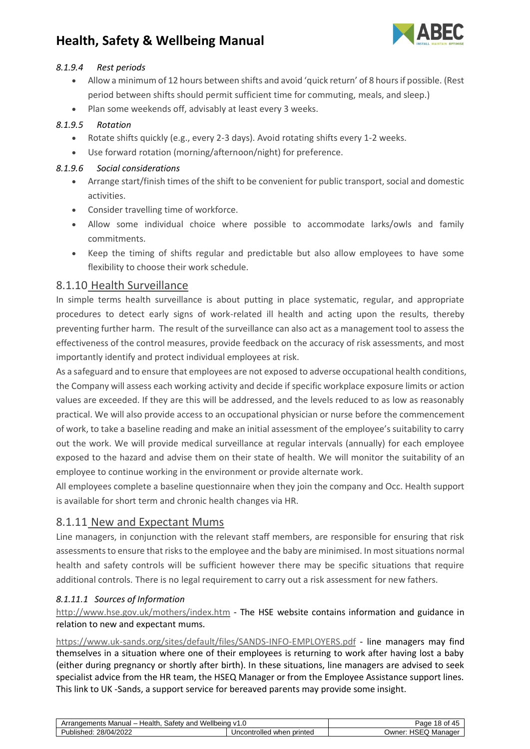#### *8.1.9.4 Rest periods*

- Allow a minimum of 12 hours between shifts and avoid 'quick return' of 8 hours if possible. (Rest period between shifts should permit sufficient time for commuting, meals, and sleep.)
- Plan some weekends off, advisably at least every 3 weeks.

#### *8.1.9.5 Rotation*

- Rotate shifts quickly (e.g., every 2-3 days). Avoid rotating shifts every 1-2 weeks.
- Use forward rotation (morning/afternoon/night) for preference.

#### *8.1.9.6 Social considerations*

- Arrange start/finish times of the shift to be convenient for public transport, social and domestic activities.
- Consider travelling time of workforce.
- Allow some individual choice where possible to accommodate larks/owls and family commitments.
- Keep the timing of shifts regular and predictable but also allow employees to have some flexibility to choose their work schedule.

### 8.1.10 Health Surveillance

In simple terms health surveillance is about putting in place systematic, regular, and appropriate procedures to detect early signs of work-related ill health and acting upon the results, thereby preventing further harm. The result of the surveillance can also act as a management tool to assess the effectiveness of the control measures, provide feedback on the accuracy of risk assessments, and most importantly identify and protect individual employees at risk.

As a safeguard and to ensure that employees are not exposed to adverse occupational health conditions, the Company will assess each working activity and decide if specific workplace exposure limits or action values are exceeded. If they are this will be addressed, and the levels reduced to as low as reasonably practical. We will also provide access to an occupational physician or nurse before the commencement of work, to take a baseline reading and make an initial assessment of the employee's suitability to carry out the work. We will provide medical surveillance at regular intervals (annually) for each employee exposed to the hazard and advise them on their state of health. We will monitor the suitability of an employee to continue working in the environment or provide alternate work.

All employees complete a baseline questionnaire when they join the company and Occ. Health support is available for short term and chronic health changes via HR.

### 8.1.11 New and Expectant Mums

Line managers, in conjunction with the relevant staff members, are responsible for ensuring that risk assessments to ensure that risks to the employee and the baby are minimised. In most situations normal health and safety controls will be sufficient however there may be specific situations that require additional controls. There is no legal requirement to carry out a risk assessment for new fathers.

#### *8.1.11.1 Sources of Information*

http://www.hse.gov.uk/mothers/index.htm - The HSE website contains information and guidance in relation to new and expectant mums.

https://www.uk-sands.org/sites/default/files/SANDS-INFO-EMPLOYERS.pdf - line managers may find themselves in a situation where one of their employees is returning to work after having lost a baby (either during pregnancy or shortly after birth). In these situations, line managers are advised to seek specialist advice from the HR team, the HSEQ Manager or from the Employee Assistance support lines. This link to UK -Sands, a support service for bereaved parents may provide some insight.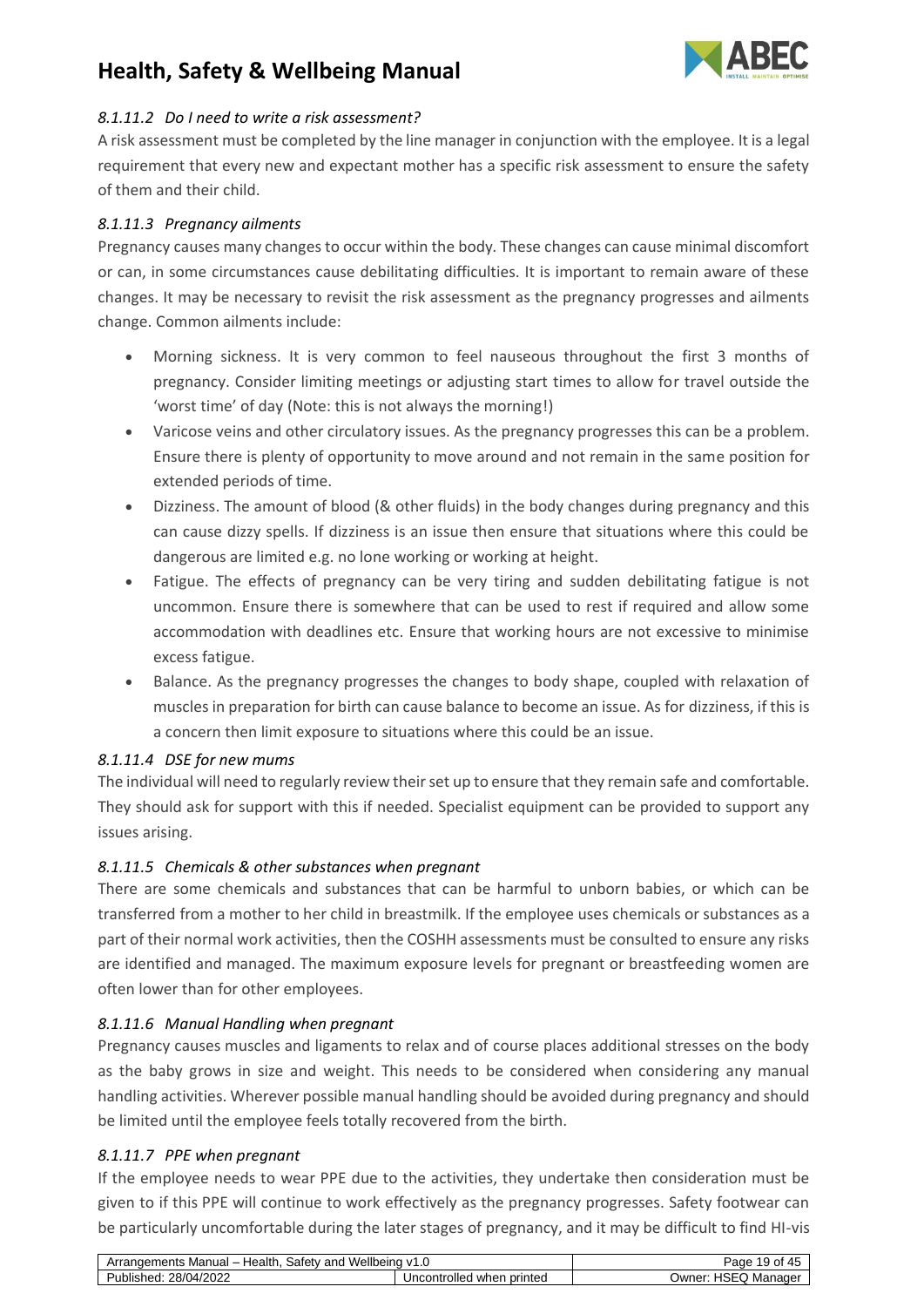#### *8.1.11.2 Do I need to write a risk assessment?*

A risk assessment must be completed by the line manager in conjunction with the employee. It is a legal requirement that every new and expectant mother has a specific risk assessment to ensure the safety of them and their child.

#### *8.1.11.3 Pregnancy ailments*

Pregnancy causes many changes to occur within the body. These changes can cause minimal discomfort or can, in some circumstances cause debilitating difficulties. It is important to remain aware of these changes. It may be necessary to revisit the risk assessment as the pregnancy progresses and ailments change. Common ailments include:

- Morning sickness. It is very common to feel nauseous throughout the first 3 months of pregnancy. Consider limiting meetings or adjusting start times to allow for travel outside the 'worst time' of day (Note: this is not always the morning!)
- Varicose veins and other circulatory issues. As the pregnancy progresses this can be a problem. Ensure there is plenty of opportunity to move around and not remain in the same position for extended periods of time.
- Dizziness. The amount of blood (& other fluids) in the body changes during pregnancy and this can cause dizzy spells. If dizziness is an issue then ensure that situations where this could be dangerous are limited e.g. no lone working or working at height.
- Fatigue. The effects of pregnancy can be very tiring and sudden debilitating fatigue is not uncommon. Ensure there is somewhere that can be used to rest if required and allow some accommodation with deadlines etc. Ensure that working hours are not excessive to minimise excess fatigue.
- Balance. As the pregnancy progresses the changes to body shape, coupled with relaxation of muscles in preparation for birth can cause balance to become an issue. As for dizziness, if this is a concern then limit exposure to situations where this could be an issue.

#### *8.1.11.4 DSE for new mums*

The individual will need to regularly review their set up to ensure that they remain safe and comfortable. They should ask for support with this if needed. Specialist equipment can be provided to support any issues arising.

#### *8.1.11.5 Chemicals & other substances when pregnant*

There are some chemicals and substances that can be harmful to unborn babies, or which can be transferred from a mother to her child in breastmilk. If the employee uses chemicals or substances as a part of their normal work activities, then the COSHH assessments must be consulted to ensure any risks are identified and managed. The maximum exposure levels for pregnant or breastfeeding women are often lower than for other employees.

#### *8.1.11.6 Manual Handling when pregnant*

Pregnancy causes muscles and ligaments to relax and of course places additional stresses on the body as the baby grows in size and weight. This needs to be considered when considering any manual handling activities. Wherever possible manual handling should be avoided during pregnancy and should be limited until the employee feels totally recovered from the birth.

#### *8.1.11.7 PPE when pregnant*

If the employee needs to wear PPE due to the activities, they undertake then consideration must be given to if this PPE will continue to work effectively as the pregnancy progresses. Safety footwear can be particularly uncomfortable during the later stages of pregnancy, and it may be difficult to find HI-vis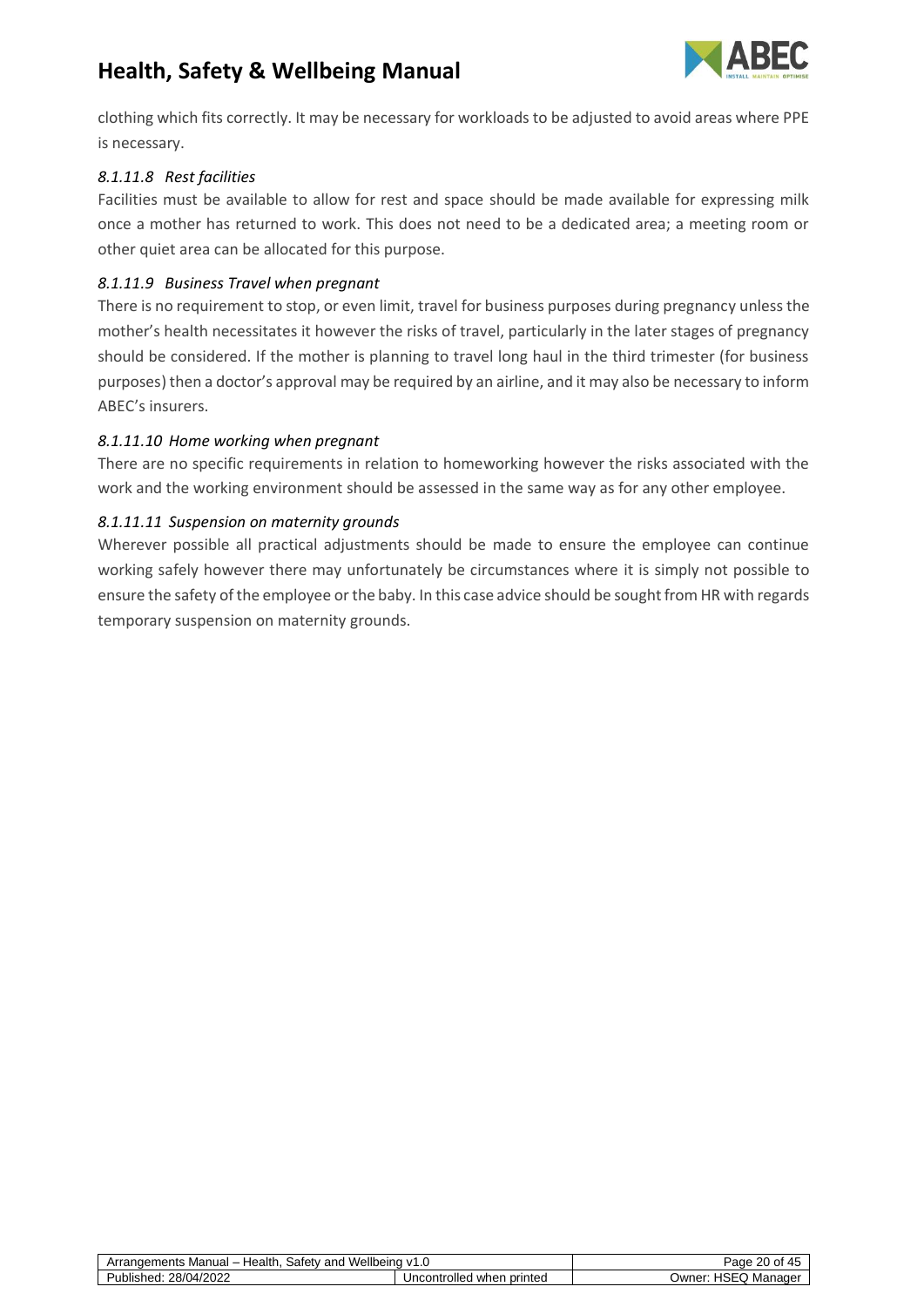clothing which fits correctly. It may be necessary for workloads to be adjusted to avoid areas where PPE is necessary.

#### *8.1.11.8 Rest facilities*

Facilities must be available to allow for rest and space should be made available for expressing milk once a mother has returned to work. This does not need to be a dedicated area; a meeting room or other quiet area can be allocated for this purpose.

#### *8.1.11.9 Business Travel when pregnant*

There is no requirement to stop, or even limit, travel for business purposes during pregnancy unless the mother's health necessitates it however the risks of travel, particularly in the later stages of pregnancy should be considered. If the mother is planning to travel long haul in the third trimester (for business purposes) then a doctor's approval may be required by an airline, and it may also be necessary to inform ABEC's insurers.

#### *8.1.11.10 Home working when pregnant*

There are no specific requirements in relation to homeworking however the risks associated with the work and the working environment should be assessed in the same way as for any other employee.

#### *8.1.11.11 Suspension on maternity grounds*

Wherever possible all practical adjustments should be made to ensure the employee can continue working safely however there may unfortunately be circumstances where it is simply not possible to ensure the safety of the employee or the baby. In this case advice should be sought from HR with regards temporary suspension on maternity grounds.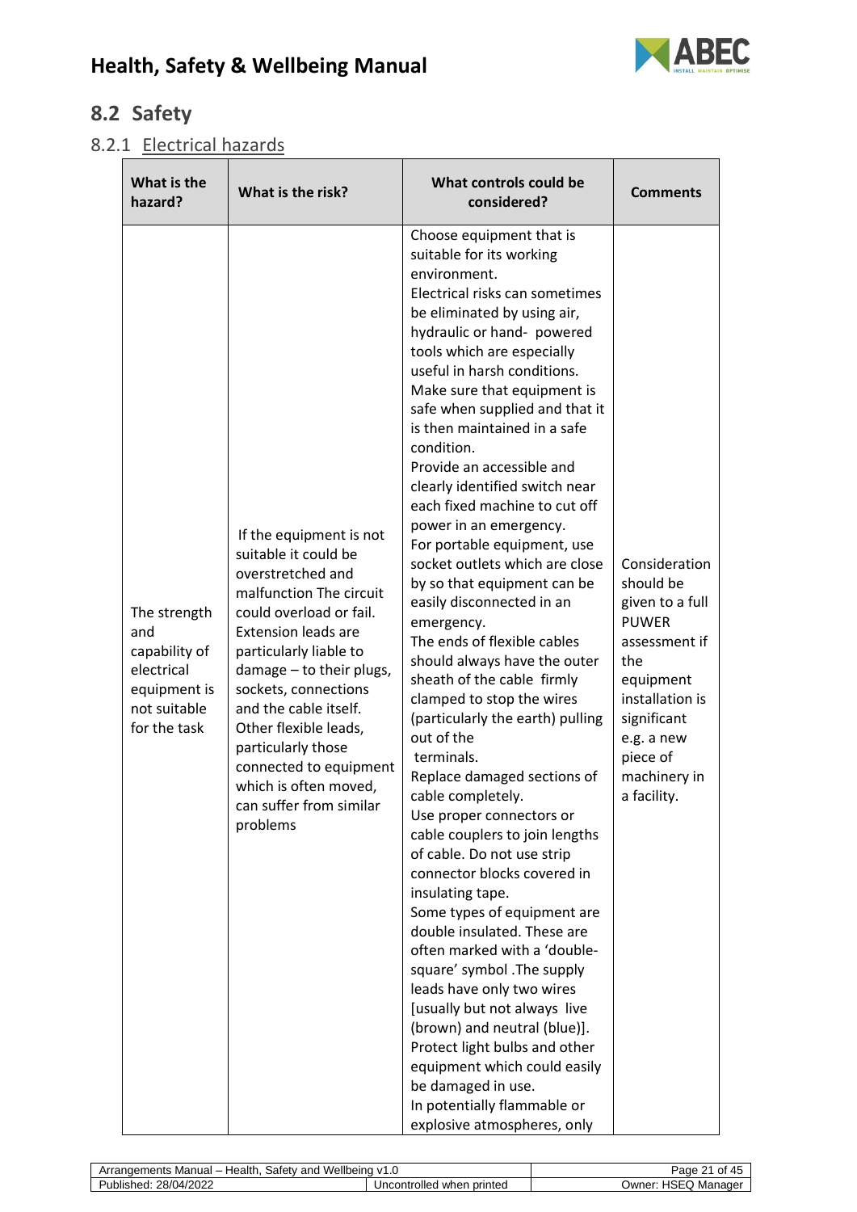## 8.2 Safety

### 8.2.1 Electrical hazards

| What is the hazard? | What is the risk? | What controls could be considered? | Comments |
|---|---|---|---|
| The strength and capability of electrical equipment is not suitable for the task | If the equipment is not suitable it could be overstretched and malfunction The circuit could overload or fail. Extension leads are particularly liable to damage – to their plugs, sockets, connections and the cable itself. Other flexible leads, particularly those connected to equipment which is often moved, can suffer from similar problems | Choose equipment that is suitable for its working environment. Electrical risks can sometimes be eliminated by using air, hydraulic or hand- powered tools which are especially useful in harsh conditions. Make sure that equipment is safe when supplied and that it is then maintained in a safe condition. Provide an accessible and clearly identified switch near each fixed machine to cut off power in an emergency. For portable equipment, use socket outlets which are close by so that equipment can be easily disconnected in an emergency. The ends of flexible cables should always have the outer sheath of the cable firmly clamped to stop the wires (particularly the earth) pulling out of the terminals. Replace damaged sections of cable completely. Use proper connectors or cable couplers to join lengths of cable. Do not use strip connector blocks covered in insulating tape. Some types of equipment are double insulated. These are often marked with a 'double-square' symbol .The supply leads have only two wires [usually but not always live (brown) and neutral (blue)]. Protect light bulbs and other equipment which could easily be damaged in use. In potentially flammable or explosive atmospheres, only | Consideration should be given to a full PUWER assessment if the equipment installation is significant e.g. a new piece of machinery in a facility. |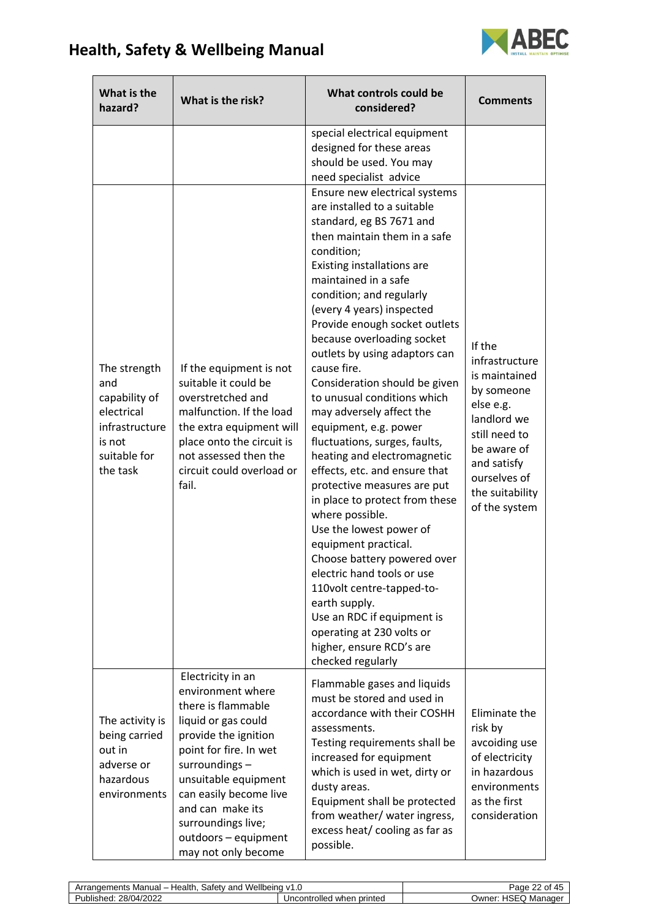| What is the hazard? | What is the risk? | What controls could be considered? | Comments |
|---|---|---|---|
| | | special electrical equipment designed for these areas should be used. You may need specialist advice | |
| The strength and capability of electrical infrastructure is not suitable for the task | If the equipment is not suitable it could be overstretched and malfunction. If the load the extra equipment will place onto the circuit is not assessed then the circuit could overload or fail. | Ensure new electrical systems are installed to a suitable standard, eg BS 7671 and then maintain them in a safe condition;<br>Existing installations are maintained in a safe condition; and regularly (every 4 years) inspected<br>Provide enough socket outlets because overloading socket outlets by using adaptors can cause fire.<br>Consideration should be given to unusual conditions which may adversely affect the equipment, e.g. power fluctuations, surges, faults, heating and electromagnetic effects, etc. and ensure that protective measures are put in place to protect from these where possible.<br>Use the lowest power of equipment practical.<br>Choose battery powered over electric hand tools or use 110volt centre-tapped-to-earth supply.<br>Use an RDC if equipment is operating at 230 volts or higher, ensure RCD's are checked regularly | If the infrastructure is maintained by someone else e.g. landlord we still need to be aware of and satisfy ourselves of the suitability of the system |
| The activity is being carried out in adverse or hazardous environments | Electricity in an environment where there is flammable liquid or gas could provide the ignition point for fire. In wet surroundings – unsuitable equipment can easily become live and can make its surroundings live; outdoors – equipment may not only become | Flammable gases and liquids must be stored and used in accordance with their COSHH assessments.<br>Testing requirements shall be increased for equipment which is used in wet, dirty or dusty areas.<br>Equipment shall be protected from weather/ water ingress, excess heat/ cooling as far as possible. | Eliminate the risk by avcoiding use of electricity in hazardous environments as the first consideration |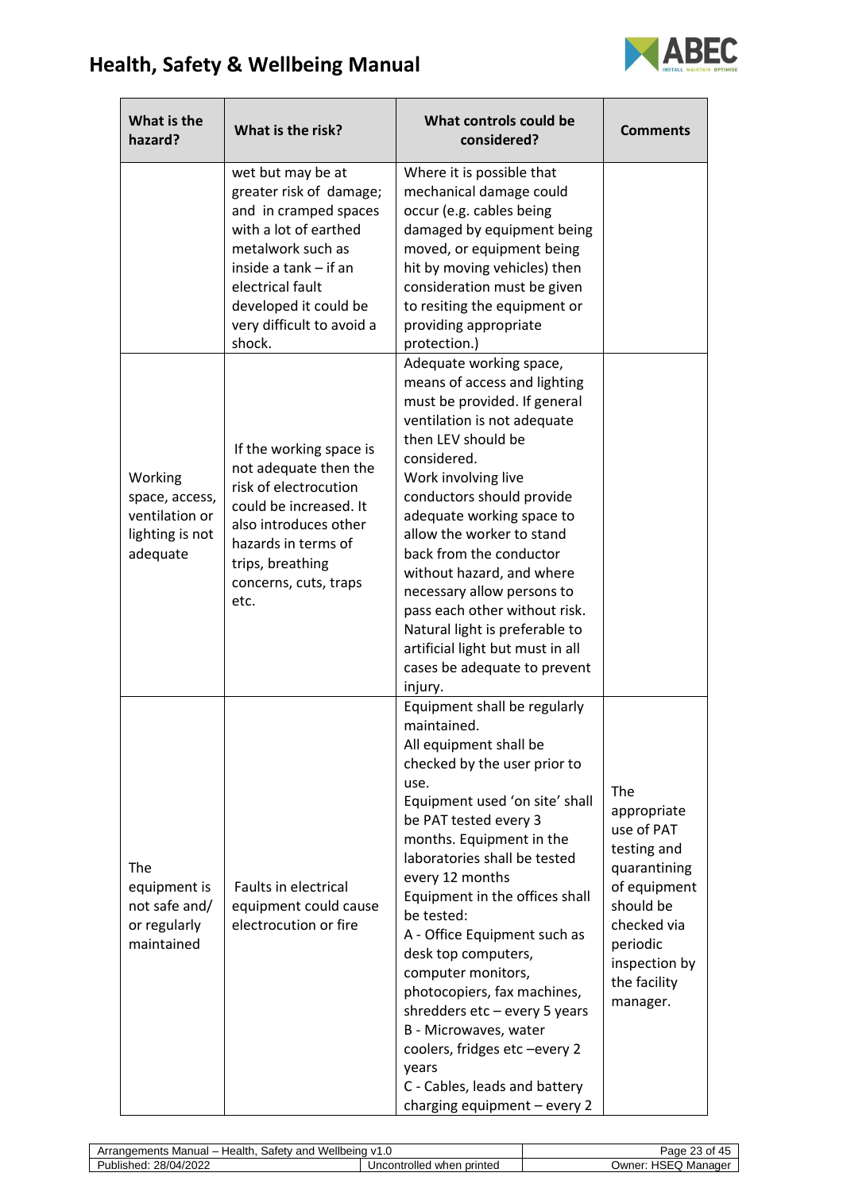| What is the hazard? | What is the risk? | What controls could be considered? | Comments |
|---|---|---|---|
| | wet but may be at greater risk of damage; and in cramped spaces with a lot of earthed metalwork such as inside a tank – if an electrical fault developed it could be very difficult to avoid a shock. | Where it is possible that mechanical damage could occur (e.g. cables being damaged by equipment being moved, or equipment being hit by moving vehicles) then consideration must be given to resiting the equipment or providing appropriate protection.) | |
| Working space, access, ventilation or lighting is not adequate | If the working space is not adequate then the risk of electrocution could be increased. It also introduces other hazards in terms of trips, breathing concerns, cuts, traps etc. | Adequate working space, means of access and lighting must be provided. If general ventilation is not adequate then LEV should be considered.<br>Work involving live conductors should provide adequate working space to allow the worker to stand back from the conductor without hazard, and where necessary allow persons to pass each other without risk. Natural light is preferable to artificial light but must in all cases be adequate to prevent injury. | |
| The equipment is not safe and/ or regularly maintained | Faults in electrical equipment could cause electrocution or fire | Equipment shall be regularly maintained.<br>All equipment shall be checked by the user prior to use.<br>Equipment used 'on site' shall be PAT tested every 3 months. Equipment in the laboratories shall be tested every 12 months<br>Equipment in the offices shall be tested:<br>A - Office Equipment such as desk top computers, computer monitors, photocopiers, fax machines, shredders etc – every 5 years<br>B - Microwaves, water coolers, fridges etc –every 2 years<br>C - Cables, leads and battery charging equipment – every 2 | The appropriate use of PAT testing and quarantining of equipment should be checked via periodic inspection by the facility manager. |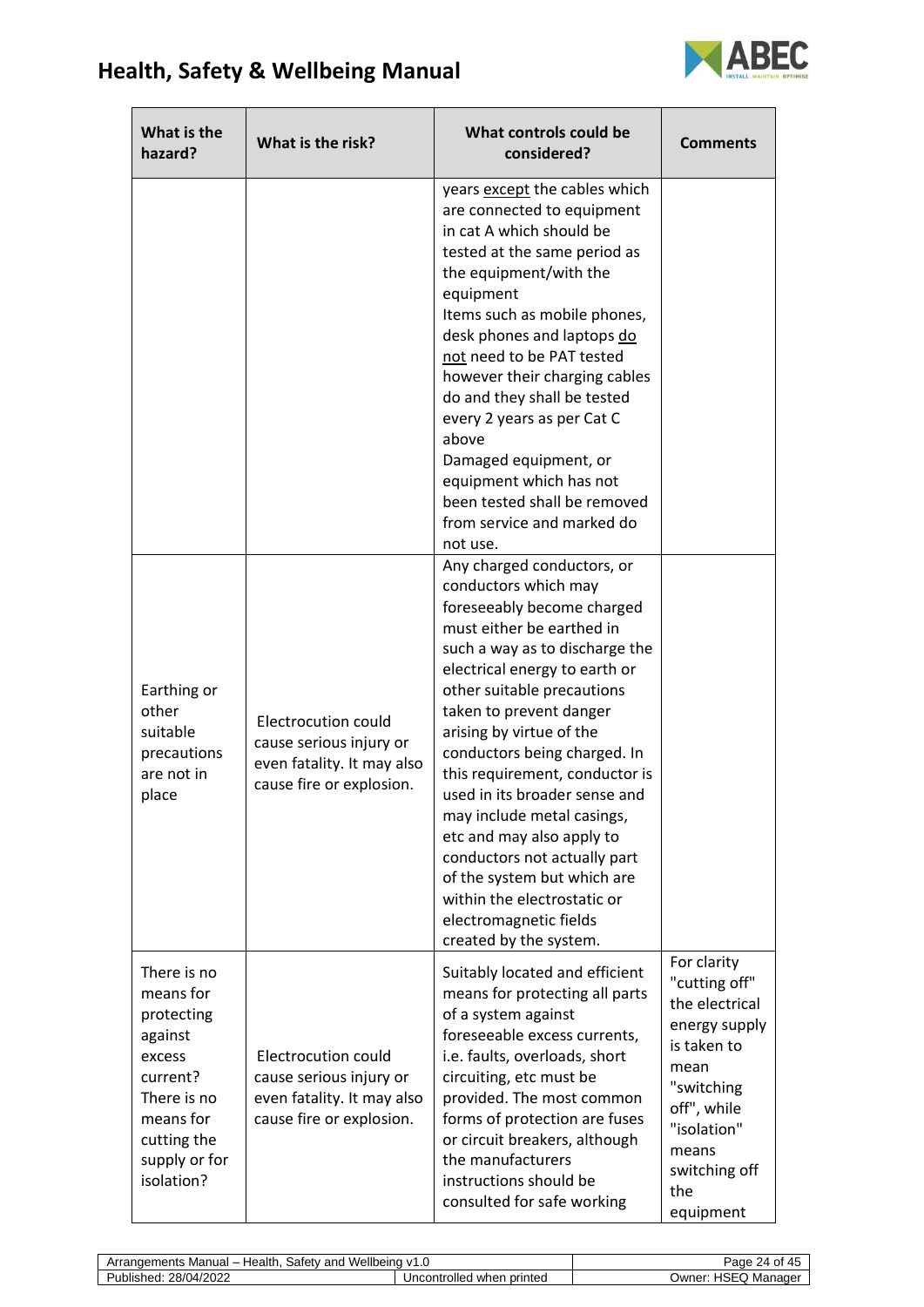| What is the hazard? | What is the risk? | What controls could be considered? | Comments |
|---|---|---|---|
| | | years except the cables which are connected to equipment in cat A which should be tested at the same period as the equipment/with the equipment<br>Items such as mobile phones, desk phones and laptops do not need to be PAT tested however their charging cables do and they shall be tested every 2 years as per Cat C above<br>Damaged equipment, or equipment which has not been tested shall be removed from service and marked do not use. | |
| Earthing or other suitable precautions are not in place | Electrocution could cause serious injury or even fatality. It may also cause fire or explosion. | Any charged conductors, or conductors which may foreseeably become charged must either be earthed in such a way as to discharge the electrical energy to earth or other suitable precautions taken to prevent danger arising by virtue of the conductors being charged. In this requirement, conductor is used in its broader sense and may include metal casings, etc and may also apply to conductors not actually part of the system but which are within the electrostatic or electromagnetic fields created by the system. | |
| There is no means for protecting against excess current? There is no means for cutting the supply or for isolation? | Electrocution could cause serious injury or even fatality. It may also cause fire or explosion. | Suitably located and efficient means for protecting all parts of a system against foreseeable excess currents, i.e. faults, overloads, short circuiting, etc must be provided. The most common forms of protection are fuses or circuit breakers, although the manufacturers instructions should be consulted for safe working | For clarity "cutting off" the electrical energy supply is taken to mean "switching off", while "isolation" means switching off the equipment |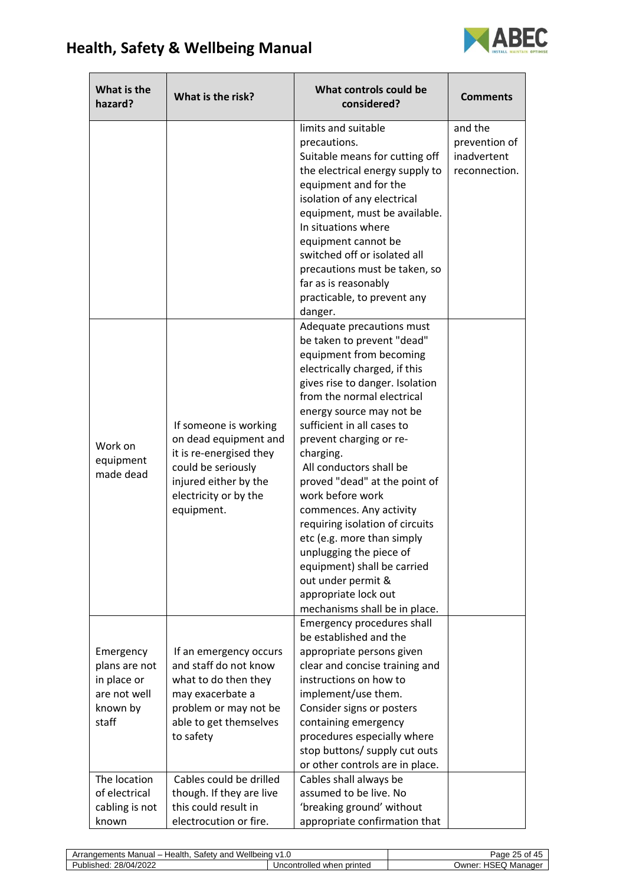| What is the hazard? | What is the risk? | What controls could be considered? | Comments |
|---|---|---|---|
| | | limits and suitable precautions. Suitable means for cutting off the electrical energy supply to equipment and for the isolation of any electrical equipment, must be available. In situations where equipment cannot be switched off or isolated all precautions must be taken, so far as is reasonably practicable, to prevent any danger. | and the prevention of inadvertent reconnection. |
| Work on equipment made dead | If someone is working on dead equipment and it is re-energised they could be seriously injured either by the electricity or by the equipment. | Adequate precautions must be taken to prevent "dead" equipment from becoming electrically charged, if this gives rise to danger. Isolation from the normal electrical energy source may not be sufficient in all cases to prevent charging or re-charging. All conductors shall be proved "dead" at the point of work before work commences. Any activity requiring isolation of circuits etc (e.g. more than simply unplugging the piece of equipment) shall be carried out under permit & appropriate lock out mechanisms shall be in place. | |
| Emergency plans are not in place or are not well known by staff | If an emergency occurs and staff do not know what to do then they may exacerbate a problem or may not be able to get themselves to safety | Emergency procedures shall be established and the appropriate persons given clear and concise training and instructions on how to implement/use them. Consider signs or posters containing emergency procedures especially where stop buttons/ supply cut outs or other controls are in place. | |
| The location of electrical cabling is not known | Cables could be drilled though. If they are live this could result in electrocution or fire. | Cables shall always be assumed to be live. No 'breaking ground' without appropriate confirmation that | |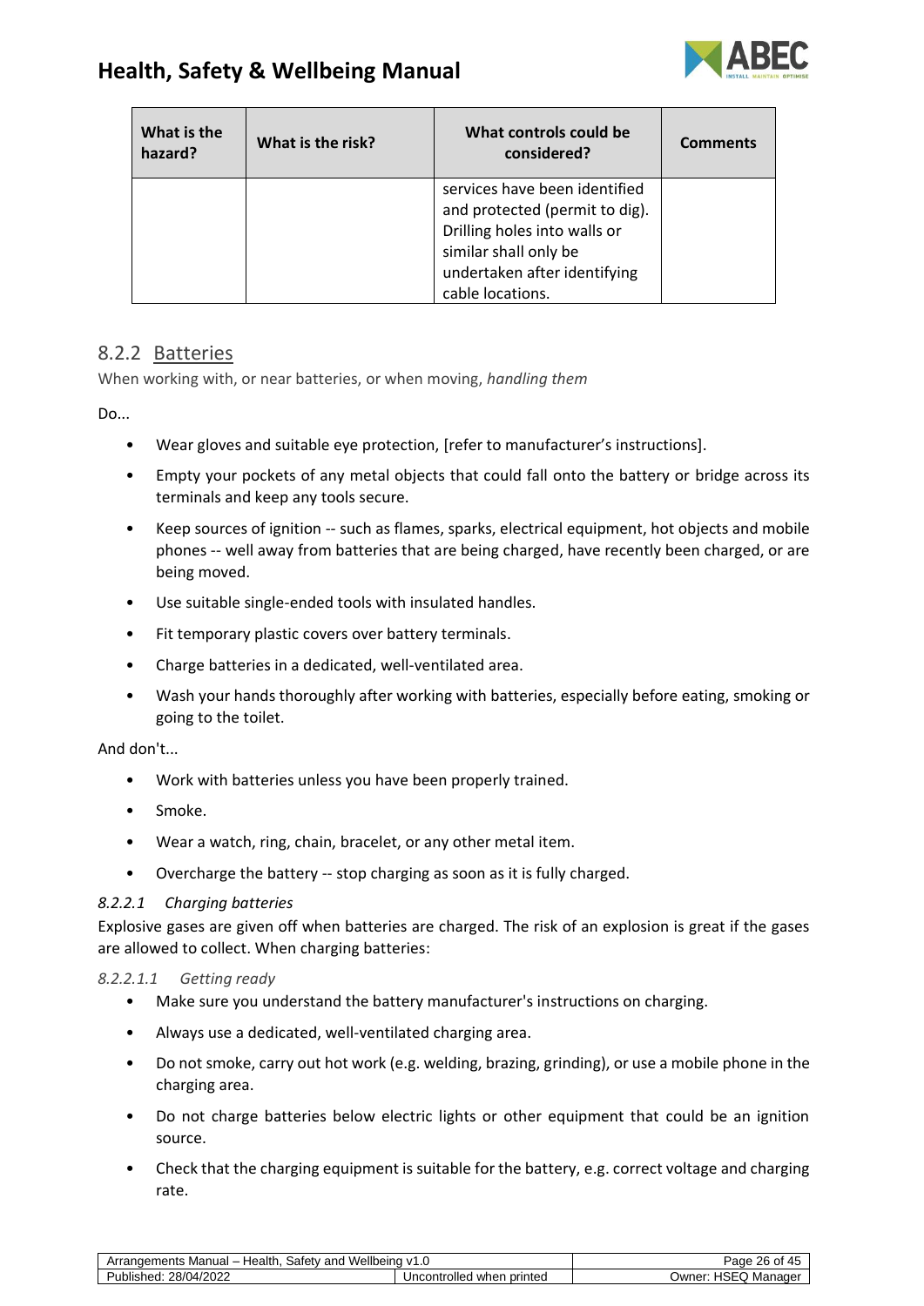| What is the hazard? | What is the risk? | What controls could be considered? | Comments |
|---|---|---|---|
| | | services have been identified and protected (permit to dig). Drilling holes into walls or similar shall only be undertaken after identifying cable locations. | |

### 8.2.2 Batteries

When working with, or near batteries, or when moving, *handling them*

Do...

- Wear gloves and suitable eye protection, [refer to manufacturer's instructions].
- Empty your pockets of any metal objects that could fall onto the battery or bridge across its terminals and keep any tools secure.
- Keep sources of ignition -- such as flames, sparks, electrical equipment, hot objects and mobile phones -- well away from batteries that are being charged, have recently been charged, or are being moved.
- Use suitable single-ended tools with insulated handles.
- Fit temporary plastic covers over battery terminals.
- Charge batteries in a dedicated, well-ventilated area.
- Wash your hands thoroughly after working with batteries, especially before eating, smoking or going to the toilet.

And don't...

- Work with batteries unless you have been properly trained.
- Smoke.
- Wear a watch, ring, chain, bracelet, or any other metal item.
- Overcharge the battery -- stop charging as soon as it is fully charged.

#### *8.2.2.1 Charging batteries*

Explosive gases are given off when batteries are charged. The risk of an explosion is great if the gases are allowed to collect. When charging batteries:

##### *8.2.2.1.1 Getting ready*

- Make sure you understand the battery manufacturer's instructions on charging.
- Always use a dedicated, well-ventilated charging area.
- Do not smoke, carry out hot work (e.g. welding, brazing, grinding), or use a mobile phone in the charging area.
- Do not charge batteries below electric lights or other equipment that could be an ignition source.
- Check that the charging equipment is suitable for the battery, e.g. correct voltage and charging rate.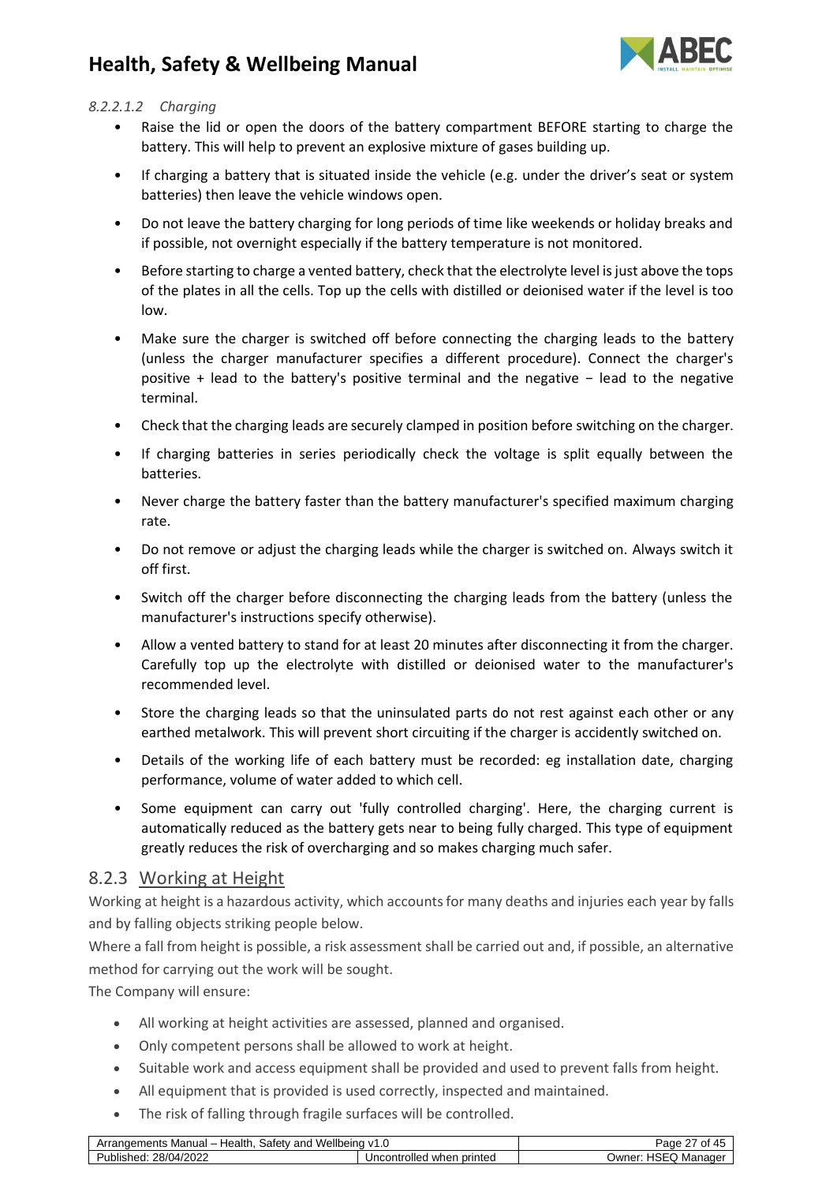*8.2.2.1.2 Charging*

- Raise the lid or open the doors of the battery compartment BEFORE starting to charge the battery. This will help to prevent an explosive mixture of gases building up.
- If charging a battery that is situated inside the vehicle (e.g. under the driver's seat or system batteries) then leave the vehicle windows open.
- Do not leave the battery charging for long periods of time like weekends or holiday breaks and if possible, not overnight especially if the battery temperature is not monitored.
- Before starting to charge a vented battery, check that the electrolyte level is just above the tops of the plates in all the cells. Top up the cells with distilled or deionised water if the level is too low.
- Make sure the charger is switched off before connecting the charging leads to the battery (unless the charger manufacturer specifies a different procedure). Connect the charger's positive + lead to the battery's positive terminal and the negative − lead to the negative terminal.
- Check that the charging leads are securely clamped in position before switching on the charger.
- If charging batteries in series periodically check the voltage is split equally between the batteries.
- Never charge the battery faster than the battery manufacturer's specified maximum charging rate.
- Do not remove or adjust the charging leads while the charger is switched on. Always switch it off first.
- Switch off the charger before disconnecting the charging leads from the battery (unless the manufacturer's instructions specify otherwise).
- Allow a vented battery to stand for at least 20 minutes after disconnecting it from the charger. Carefully top up the electrolyte with distilled or deionised water to the manufacturer's recommended level.
- Store the charging leads so that the uninsulated parts do not rest against each other or any earthed metalwork. This will prevent short circuiting if the charger is accidently switched on.
- Details of the working life of each battery must be recorded: eg installation date, charging performance, volume of water added to which cell.
- Some equipment can carry out 'fully controlled charging'. Here, the charging current is automatically reduced as the battery gets near to being fully charged. This type of equipment greatly reduces the risk of overcharging and so makes charging much safer.

## 8.2.3 Working at Height

Working at height is a hazardous activity, which accounts for many deaths and injuries each year by falls and by falling objects striking people below.

Where a fall from height is possible, a risk assessment shall be carried out and, if possible, an alternative method for carrying out the work will be sought.

The Company will ensure:

- All working at height activities are assessed, planned and organised.
- Only competent persons shall be allowed to work at height.
- Suitable work and access equipment shall be provided and used to prevent falls from height.
- All equipment that is provided is used correctly, inspected and maintained.
- The risk of falling through fragile surfaces will be controlled.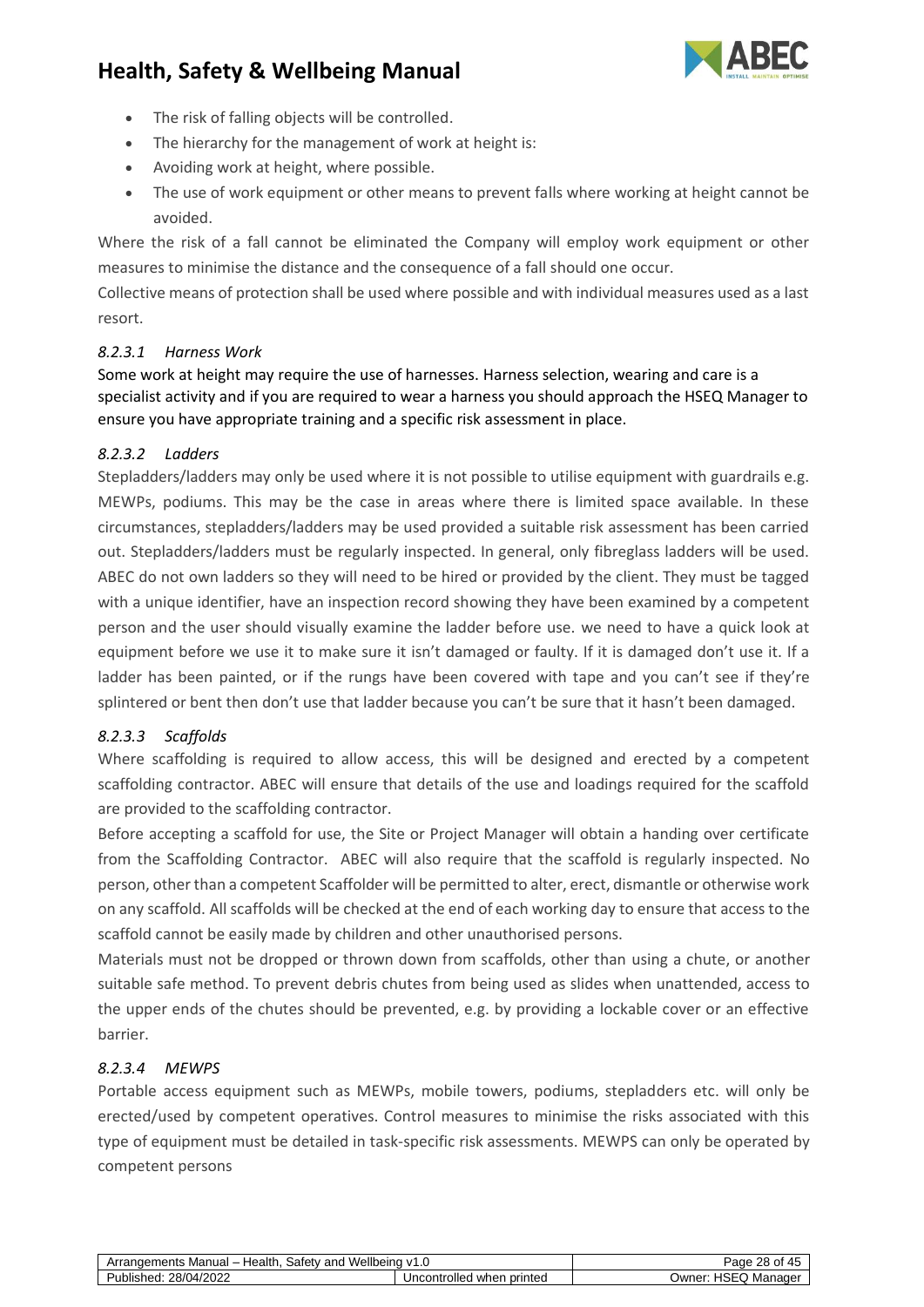- The risk of falling objects will be controlled.
- The hierarchy for the management of work at height is:
- Avoiding work at height, where possible.
- The use of work equipment or other means to prevent falls where working at height cannot be avoided.

Where the risk of a fall cannot be eliminated the Company will employ work equipment or other measures to minimise the distance and the consequence of a fall should one occur.

Collective means of protection shall be used where possible and with individual measures used as a last resort.

#### *8.2.3.1 Harness Work*

Some work at height may require the use of harnesses. Harness selection, wearing and care is a specialist activity and if you are required to wear a harness you should approach the HSEQ Manager to ensure you have appropriate training and a specific risk assessment in place.

#### *8.2.3.2 Ladders*

Stepladders/ladders may only be used where it is not possible to utilise equipment with guardrails e.g. MEWPs, podiums. This may be the case in areas where there is limited space available. In these circumstances, stepladders/ladders may be used provided a suitable risk assessment has been carried out. Stepladders/ladders must be regularly inspected. In general, only fibreglass ladders will be used. ABEC do not own ladders so they will need to be hired or provided by the client. They must be tagged with a unique identifier, have an inspection record showing they have been examined by a competent person and the user should visually examine the ladder before use. we need to have a quick look at equipment before we use it to make sure it isn't damaged or faulty. If it is damaged don't use it. If a ladder has been painted, or if the rungs have been covered with tape and you can't see if they're splintered or bent then don't use that ladder because you can't be sure that it hasn't been damaged.

#### *8.2.3.3 Scaffolds*

Where scaffolding is required to allow access, this will be designed and erected by a competent scaffolding contractor. ABEC will ensure that details of the use and loadings required for the scaffold are provided to the scaffolding contractor.

Before accepting a scaffold for use, the Site or Project Manager will obtain a handing over certificate from the Scaffolding Contractor. ABEC will also require that the scaffold is regularly inspected. No person, other than a competent Scaffolder will be permitted to alter, erect, dismantle or otherwise work on any scaffold. All scaffolds will be checked at the end of each working day to ensure that access to the scaffold cannot be easily made by children and other unauthorised persons.

Materials must not be dropped or thrown down from scaffolds, other than using a chute, or another suitable safe method. To prevent debris chutes from being used as slides when unattended, access to the upper ends of the chutes should be prevented, e.g. by providing a lockable cover or an effective barrier.

#### *8.2.3.4 MEWPS*

Portable access equipment such as MEWPs, mobile towers, podiums, stepladders etc. will only be erected/used by competent operatives. Control measures to minimise the risks associated with this type of equipment must be detailed in task-specific risk assessments. MEWPS can only be operated by competent persons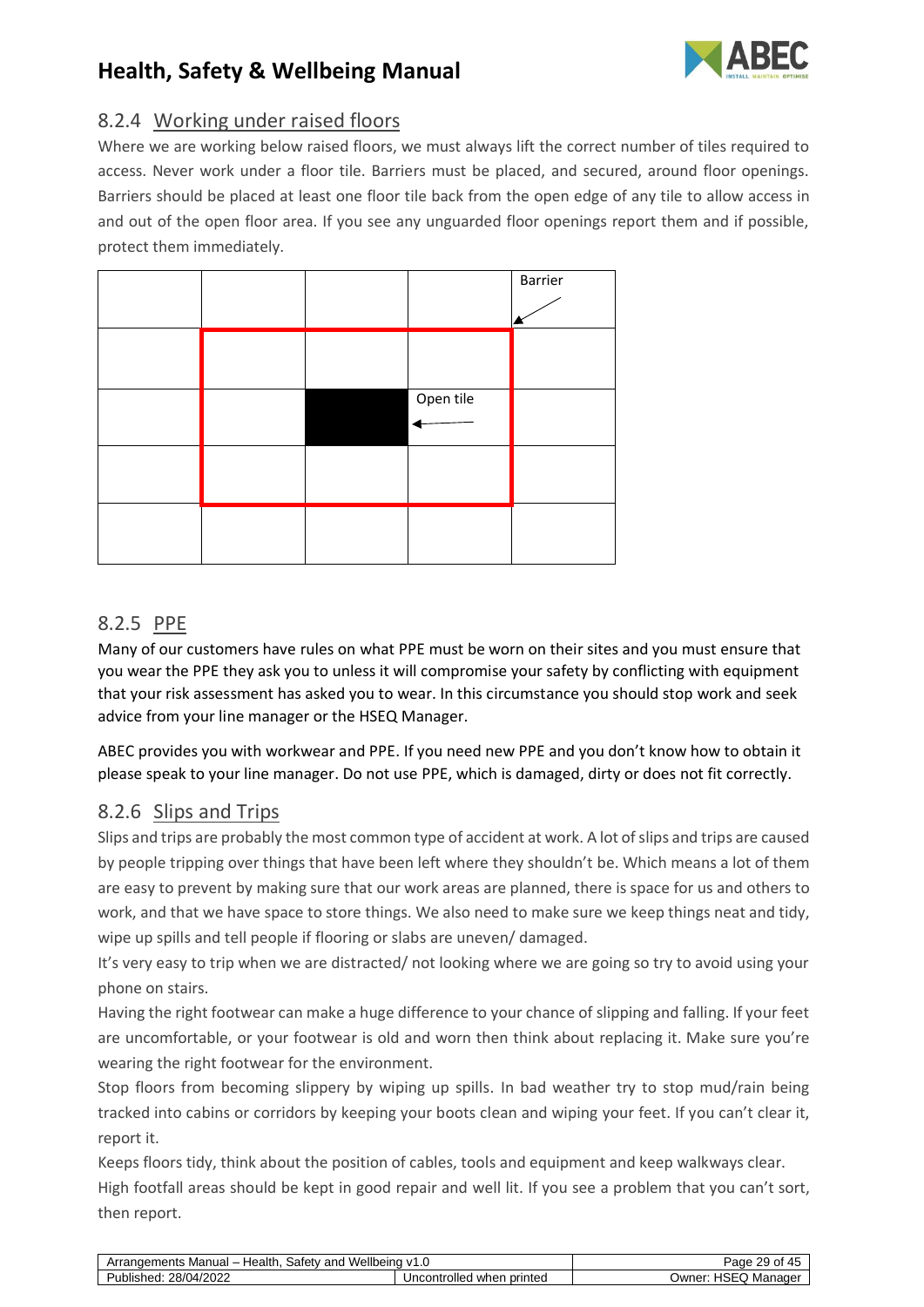### 8.2.4 Working under raised floors

Where we are working below raised floors, we must always lift the correct number of tiles required to access. Never work under a floor tile. Barriers must be placed, and secured, around floor openings. Barriers should be placed at least one floor tile back from the open edge of any tile to allow access in and out of the open floor area. If you see any unguarded floor openings report them and if possible, protect them immediately.

Barrier

Open tile

### 8.2.5 PPE

Many of our customers have rules on what PPE must be worn on their sites and you must ensure that you wear the PPE they ask you to unless it will compromise your safety by conflicting with equipment that your risk assessment has asked you to wear. In this circumstance you should stop work and seek advice from your line manager or the HSEQ Manager.

ABEC provides you with workwear and PPE. If you need new PPE and you don't know how to obtain it please speak to your line manager. Do not use PPE, which is damaged, dirty or does not fit correctly.

### 8.2.6 Slips and Trips

Slips and trips are probably the most common type of accident at work. A lot of slips and trips are caused by people tripping over things that have been left where they shouldn't be. Which means a lot of them are easy to prevent by making sure that our work areas are planned, there is space for us and others to work, and that we have space to store things. We also need to make sure we keep things neat and tidy, wipe up spills and tell people if flooring or slabs are uneven/ damaged.

It's very easy to trip when we are distracted/ not looking where we are going so try to avoid using your phone on stairs.

Having the right footwear can make a huge difference to your chance of slipping and falling. If your feet are uncomfortable, or your footwear is old and worn then think about replacing it. Make sure you're wearing the right footwear for the environment.

Stop floors from becoming slippery by wiping up spills. In bad weather try to stop mud/rain being tracked into cabins or corridors by keeping your boots clean and wiping your feet. If you can't clear it, report it.

Keeps floors tidy, think about the position of cables, tools and equipment and keep walkways clear.

High footfall areas should be kept in good repair and well lit. If you see a problem that you can't sort, then report.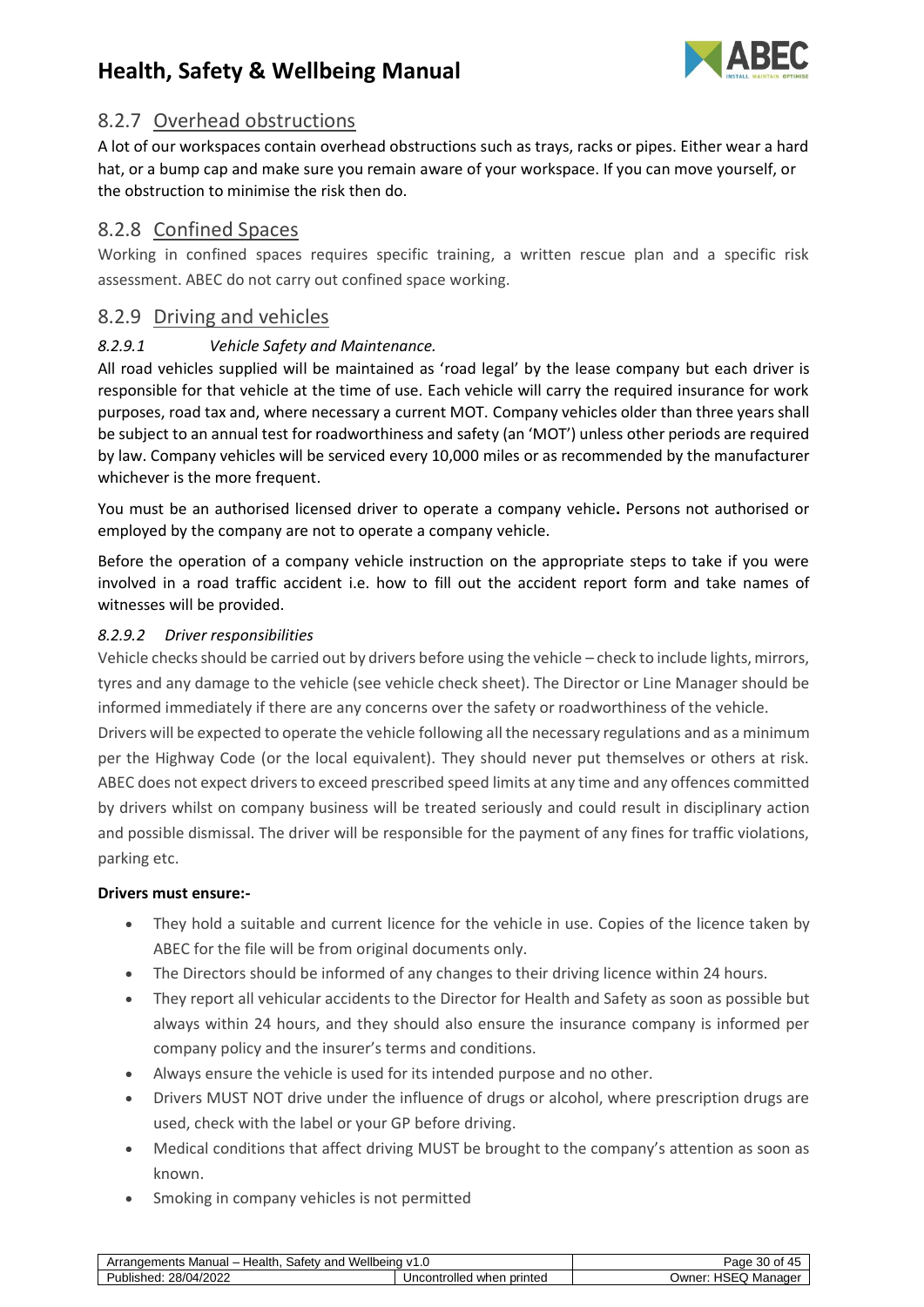## 8.2.7 Overhead obstructions

A lot of our workspaces contain overhead obstructions such as trays, racks or pipes. Either wear a hard hat, or a bump cap and make sure you remain aware of your workspace. If you can move yourself, or the obstruction to minimise the risk then do.

## 8.2.8 Confined Spaces

Working in confined spaces requires specific training, a written rescue plan and a specific risk assessment. ABEC do not carry out confined space working.

## 8.2.9 Driving and vehicles

### *8.2.9.1 Vehicle Safety and Maintenance.*

All road vehicles supplied will be maintained as 'road legal' by the lease company but each driver is responsible for that vehicle at the time of use. Each vehicle will carry the required insurance for work purposes, road tax and, where necessary a current MOT. Company vehicles older than three years shall be subject to an annual test for roadworthiness and safety (an 'MOT') unless other periods are required by law. Company vehicles will be serviced every 10,000 miles or as recommended by the manufacturer whichever is the more frequent.

You must be an authorised licensed driver to operate a company vehicle**.** Persons not authorised or employed by the company are not to operate a company vehicle.

Before the operation of a company vehicle instruction on the appropriate steps to take if you were involved in a road traffic accident i.e. how to fill out the accident report form and take names of witnesses will be provided.

### *8.2.9.2 Driver responsibilities*

Vehicle checks should be carried out by drivers before using the vehicle – check to include lights, mirrors, tyres and any damage to the vehicle (see vehicle check sheet). The Director or Line Manager should be informed immediately if there are any concerns over the safety or roadworthiness of the vehicle.

Drivers will be expected to operate the vehicle following all the necessary regulations and as a minimum per the Highway Code (or the local equivalent). They should never put themselves or others at risk. ABEC does not expect drivers to exceed prescribed speed limits at any time and any offences committed by drivers whilst on company business will be treated seriously and could result in disciplinary action and possible dismissal. The driver will be responsible for the payment of any fines for traffic violations, parking etc.

**Drivers must ensure:-**

- They hold a suitable and current licence for the vehicle in use. Copies of the licence taken by ABEC for the file will be from original documents only.
- The Directors should be informed of any changes to their driving licence within 24 hours.
- They report all vehicular accidents to the Director for Health and Safety as soon as possible but always within 24 hours, and they should also ensure the insurance company is informed per company policy and the insurer's terms and conditions.
- Always ensure the vehicle is used for its intended purpose and no other.
- Drivers MUST NOT drive under the influence of drugs or alcohol, where prescription drugs are used, check with the label or your GP before driving.
- Medical conditions that affect driving MUST be brought to the company's attention as soon as known.
- Smoking in company vehicles is not permitted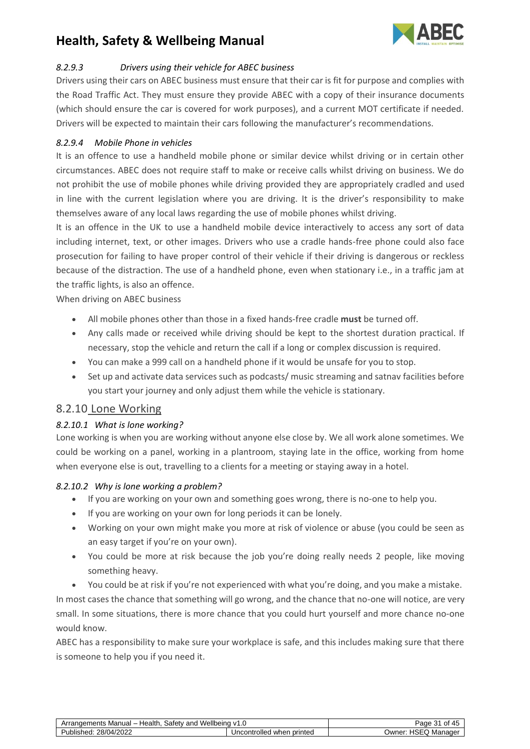#### *8.2.9.3 Drivers using their vehicle for ABEC business*

Drivers using their cars on ABEC business must ensure that their car is fit for purpose and complies with the Road Traffic Act. They must ensure they provide ABEC with a copy of their insurance documents (which should ensure the car is covered for work purposes), and a current MOT certificate if needed. Drivers will be expected to maintain their cars following the manufacturer's recommendations.

#### *8.2.9.4 Mobile Phone in vehicles*

It is an offence to use a handheld mobile phone or similar device whilst driving or in certain other circumstances. ABEC does not require staff to make or receive calls whilst driving on business. We do not prohibit the use of mobile phones while driving provided they are appropriately cradled and used in line with the current legislation where you are driving. It is the driver's responsibility to make themselves aware of any local laws regarding the use of mobile phones whilst driving.

It is an offence in the UK to use a handheld mobile device interactively to access any sort of data including internet, text, or other images. Drivers who use a cradle hands-free phone could also face prosecution for failing to have proper control of their vehicle if their driving is dangerous or reckless because of the distraction. The use of a handheld phone, even when stationary i.e., in a traffic jam at the traffic lights, is also an offence.

When driving on ABEC business

- All mobile phones other than those in a fixed hands-free cradle **must** be turned off.
- Any calls made or received while driving should be kept to the shortest duration practical. If necessary, stop the vehicle and return the call if a long or complex discussion is required.
- You can make a 999 call on a handheld phone if it would be unsafe for you to stop.
- Set up and activate data services such as podcasts/ music streaming and satnav facilities before you start your journey and only adjust them while the vehicle is stationary.

### 8.2.10 Lone Working

#### *8.2.10.1 What is lone working?*

Lone working is when you are working without anyone else close by. We all work alone sometimes. We could be working on a panel, working in a plantroom, staying late in the office, working from home when everyone else is out, travelling to a clients for a meeting or staying away in a hotel.

#### *8.2.10.2 Why is lone working a problem?*

- If you are working on your own and something goes wrong, there is no-one to help you.
- If you are working on your own for long periods it can be lonely.
- Working on your own might make you more at risk of violence or abuse (you could be seen as an easy target if you're on your own).
- You could be more at risk because the job you're doing really needs 2 people, like moving something heavy.
- You could be at risk if you're not experienced with what you're doing, and you make a mistake.

In most cases the chance that something will go wrong, and the chance that no-one will notice, are very small. In some situations, there is more chance that you could hurt yourself and more chance no-one would know.

ABEC has a responsibility to make sure your workplace is safe, and this includes making sure that there is someone to help you if you need it.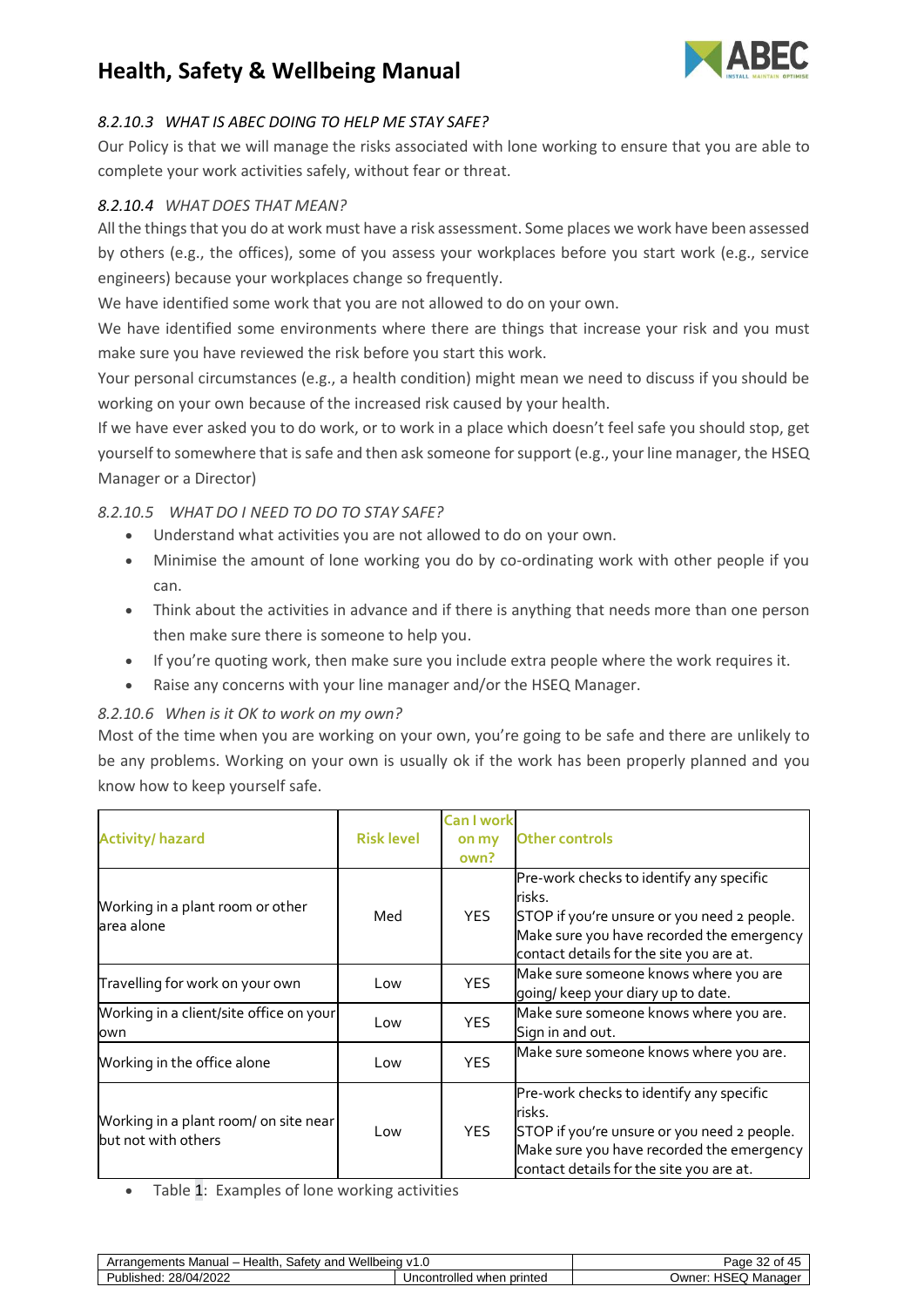#### *8.2.10.3 WHAT IS ABEC DOING TO HELP ME STAY SAFE?*

Our Policy is that we will manage the risks associated with lone working to ensure that you are able to complete your work activities safely, without fear or threat.

#### *8.2.10.4 WHAT DOES THAT MEAN?*

All the things that you do at work must have a risk assessment. Some places we work have been assessed by others (e.g., the offices), some of you assess your workplaces before you start work (e.g., service engineers) because your workplaces change so frequently.

We have identified some work that you are not allowed to do on your own.

We have identified some environments where there are things that increase your risk and you must make sure you have reviewed the risk before you start this work.

Your personal circumstances (e.g., a health condition) might mean we need to discuss if you should be working on your own because of the increased risk caused by your health.

If we have ever asked you to do work, or to work in a place which doesn't feel safe you should stop, get yourself to somewhere that is safe and then ask someone for support (e.g., your line manager, the HSEQ Manager or a Director)

#### *8.2.10.5 WHAT DO I NEED TO DO TO STAY SAFE?*

- Understand what activities you are not allowed to do on your own.
- Minimise the amount of lone working you do by co-ordinating work with other people if you can.
- Think about the activities in advance and if there is anything that needs more than one person then make sure there is someone to help you.
- If you're quoting work, then make sure you include extra people where the work requires it.
- Raise any concerns with your line manager and/or the HSEQ Manager.

#### *8.2.10.6 When is it OK to work on my own?*

Most of the time when you are working on your own, you're going to be safe and there are unlikely to be any problems. Working on your own is usually ok if the work has been properly planned and you know how to keep yourself safe.

| Activity/ hazard | Risk level | Can I work on my own? | Other controls |
|---|---|---|---|
| Working in a plant room or other area alone | Med | YES | Pre-work checks to identify any specific risks.<br>STOP if you're unsure or you need 2 people.<br>Make sure you have recorded the emergency contact details for the site you are at. |
| Travelling for work on your own | Low | YES | Make sure someone knows where you are going/ keep your diary up to date. |
| Working in a client/site office on your own | Low | YES | Make sure someone knows where you are.<br>Sign in and out. |
| Working in the office alone | Low | YES | Make sure someone knows where you are. |
| Working in a plant room/ on site near but not with others | Low | YES | Pre-work checks to identify any specific risks.<br>STOP if you're unsure or you need 2 people.<br>Make sure you have recorded the emergency contact details for the site you are at. |

- Table 1: Examples of lone working activities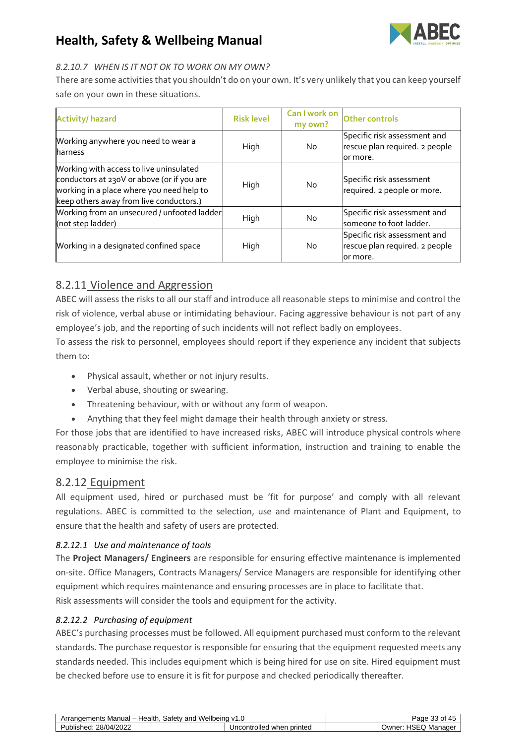#### *8.2.10.7 WHEN IS IT NOT OK TO WORK ON MY OWN?*

There are some activities that you shouldn't do on your own. It's very unlikely that you can keep yourself safe on your own in these situations.

| Activity/ hazard | Risk level | Can I work on my own? | Other controls |
|---|---|---|---|
| Working anywhere you need to wear a harness | High | No | Specific risk assessment and rescue plan required. 2 people or more. |
| Working with access to live uninsulated conductors at 230V or above (or if you are working in a place where you need help to keep others away from live conductors.) | High | No | Specific risk assessment required. 2 people or more. |
| Working from an unsecured / unfooted ladder (not step ladder) | High | No | Specific risk assessment and someone to foot ladder. |
| Working in a designated confined space | High | No | Specific risk assessment and rescue plan required. 2 people or more. |

## 8.2.11 Violence and Aggression

ABEC will assess the risks to all our staff and introduce all reasonable steps to minimise and control the risk of violence, verbal abuse or intimidating behaviour. Facing aggressive behaviour is not part of any employee's job, and the reporting of such incidents will not reflect badly on employees.

To assess the risk to personnel, employees should report if they experience any incident that subjects them to:

- Physical assault, whether or not injury results.
- Verbal abuse, shouting or swearing.
- Threatening behaviour, with or without any form of weapon.
- Anything that they feel might damage their health through anxiety or stress.

For those jobs that are identified to have increased risks, ABEC will introduce physical controls where reasonably practicable, together with sufficient information, instruction and training to enable the employee to minimise the risk.

## 8.2.12 Equipment

All equipment used, hired or purchased must be 'fit for purpose' and comply with all relevant regulations. ABEC is committed to the selection, use and maintenance of Plant and Equipment, to ensure that the health and safety of users are protected.

#### *8.2.12.1 Use and maintenance of tools*

The **Project Managers/ Engineers** are responsible for ensuring effective maintenance is implemented on-site. Office Managers, Contracts Managers/ Service Managers are responsible for identifying other equipment which requires maintenance and ensuring processes are in place to facilitate that.

Risk assessments will consider the tools and equipment for the activity.

#### *8.2.12.2 Purchasing of equipment*

ABEC's purchasing processes must be followed. All equipment purchased must conform to the relevant standards. The purchase requestor is responsible for ensuring that the equipment requested meets any standards needed. This includes equipment which is being hired for use on site. Hired equipment must be checked before use to ensure it is fit for purpose and checked periodically thereafter.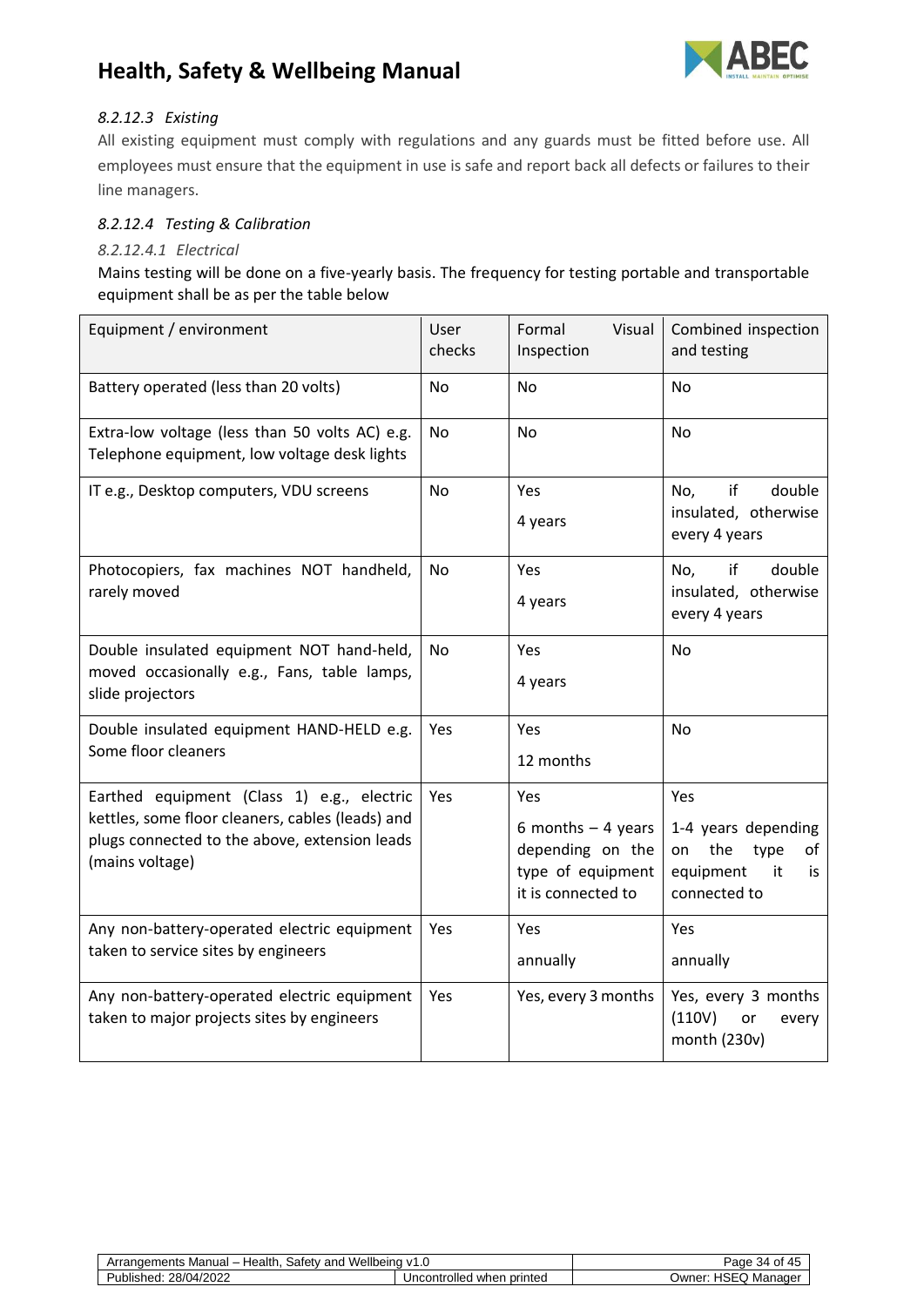#### *8.2.12.3 Existing*

All existing equipment must comply with regulations and any guards must be fitted before use. All employees must ensure that the equipment in use is safe and report back all defects or failures to their line managers.

#### *8.2.12.4 Testing & Calibration*

##### *8.2.12.4.1 Electrical*

Mains testing will be done on a five-yearly basis. The frequency for testing portable and transportable equipment shall be as per the table below

| Equipment / environment | User checks | Formal Visual Inspection | Combined inspection and testing |
|---|---|---|---|
| Battery operated (less than 20 volts) | No | No | No |
| Extra-low voltage (less than 50 volts AC) e.g. Telephone equipment, low voltage desk lights | No | No | No |
| IT e.g., Desktop computers, VDU screens | No | Yes<br>4 years | No, if double insulated, otherwise every 4 years |
| Photocopiers, fax machines NOT handheld, rarely moved | No | Yes<br>4 years | No, if double insulated, otherwise every 4 years |
| Double insulated equipment NOT hand-held, moved occasionally e.g., Fans, table lamps, slide projectors | No | Yes<br>4 years | No |
| Double insulated equipment HAND-HELD e.g. Some floor cleaners | Yes | Yes<br>12 months | No |
| Earthed equipment (Class 1) e.g., electric kettles, some floor cleaners, cables (leads) and plugs connected to the above, extension leads (mains voltage) | Yes | Yes<br>6 months – 4 years depending on the type of equipment it is connected to | Yes<br>1-4 years depending on the type of equipment it is connected to |
| Any non-battery-operated electric equipment taken to service sites by engineers | Yes | Yes<br>annually | Yes<br>annually |
| Any non-battery-operated electric equipment taken to major projects sites by engineers | Yes | Yes, every 3 months | Yes, every 3 months (110V) or every month (230v) |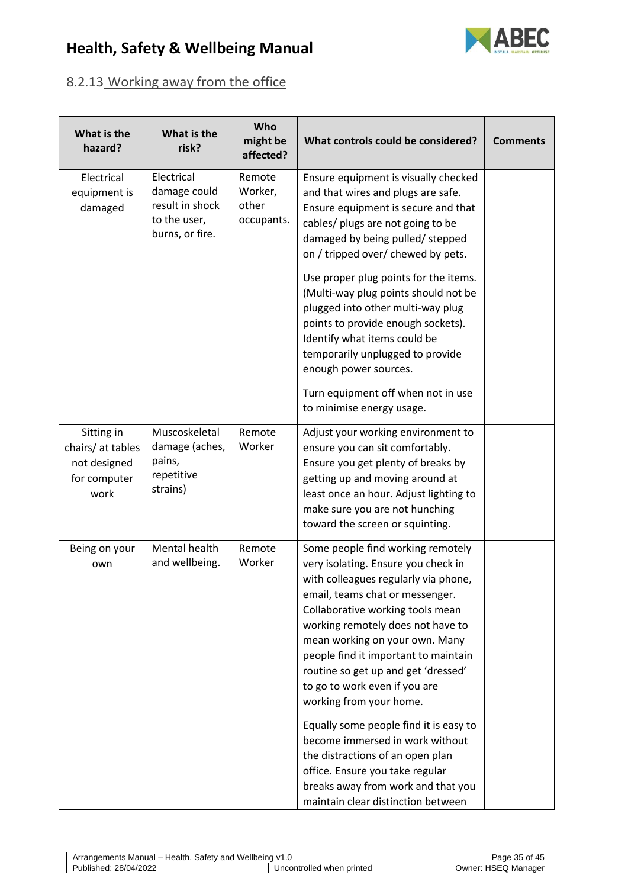### 8.2.13 Working away from the office

| What is the hazard? | What is the risk? | Who might be affected? | What controls could be considered? | Comments |
|---|---|---|---|---|
| Electrical equipment is damaged | Electrical damage could result in shock to the user, burns, or fire. | Remote Worker, other occupants. | Ensure equipment is visually checked and that wires and plugs are safe. Ensure equipment is secure and that cables/ plugs are not going to be damaged by being pulled/ stepped on / tripped over/ chewed by pets.<br><br>Use proper plug points for the items. (Multi-way plug points should not be plugged into other multi-way plug points to provide enough sockets). Identify what items could be temporarily unplugged to provide enough power sources.<br><br>Turn equipment off when not in use to minimise energy usage. | |
| Sitting in chairs/ at tables not designed for computer work | Muscoskeletal damage (aches, pains, repetitive strains) | Remote Worker | Adjust your working environment to ensure you can sit comfortably. Ensure you get plenty of breaks by getting up and moving around at least once an hour. Adjust lighting to make sure you are not hunching toward the screen or squinting. | |
| Being on your own | Mental health and wellbeing. | Remote Worker | Some people find working remotely very isolating. Ensure you check in with colleagues regularly via phone, email, teams chat or messenger. Collaborative working tools mean working remotely does not have to mean working on your own. Many people find it important to maintain routine so get up and get 'dressed' to go to work even if you are working from your home.<br><br>Equally some people find it is easy to become immersed in work without the distractions of an open plan office. Ensure you take regular breaks away from work and that you maintain clear distinction between | |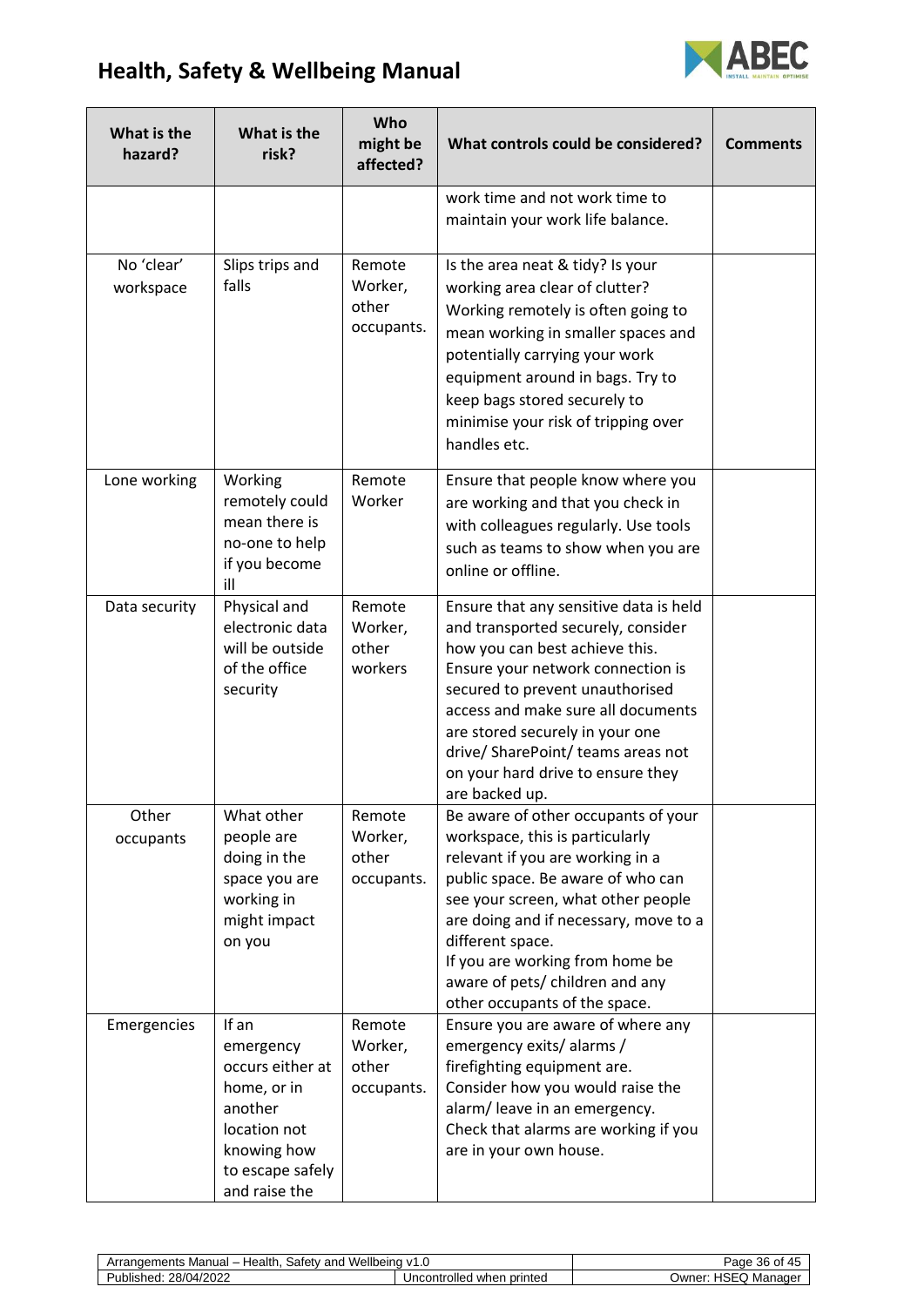| What is the hazard? | What is the risk? | Who might be affected? | What controls could be considered? | Comments |
| --- | --- | --- | --- | --- |
| | | | work time and not work time to maintain your work life balance. | |
| No 'clear' workspace | Slips trips and falls | Remote Worker, other occupants. | Is the area neat & tidy? Is your working area clear of clutter? Working remotely is often going to mean working in smaller spaces and potentially carrying your work equipment around in bags. Try to keep bags stored securely to minimise your risk of tripping over handles etc. | |
| Lone working | Working remotely could mean there is no-one to help if you become ill | Remote Worker | Ensure that people know where you are working and that you check in with colleagues regularly. Use tools such as teams to show when you are online or offline. | |
| Data security | Physical and electronic data will be outside of the office security | Remote Worker, other workers | Ensure that any sensitive data is held and transported securely, consider how you can best achieve this. Ensure your network connection is secured to prevent unauthorised access and make sure all documents are stored securely in your one drive/ SharePoint/ teams areas not on your hard drive to ensure they are backed up. | |
| Other occupants | What other people are doing in the space you are working in might impact on you | Remote Worker, other occupants. | Be aware of other occupants of your workspace, this is particularly relevant if you are working in a public space. Be aware of who can see your screen, what other people are doing and if necessary, move to a different space.<br>If you are working from home be aware of pets/ children and any other occupants of the space. | |
| Emergencies | If an emergency occurs either at home, or in another location not knowing how to escape safely and raise the | Remote Worker, other occupants. | Ensure you are aware of where any emergency exits/ alarms / firefighting equipment are.<br>Consider how you would raise the alarm/ leave in an emergency.<br>Check that alarms are working if you are in your own house. | |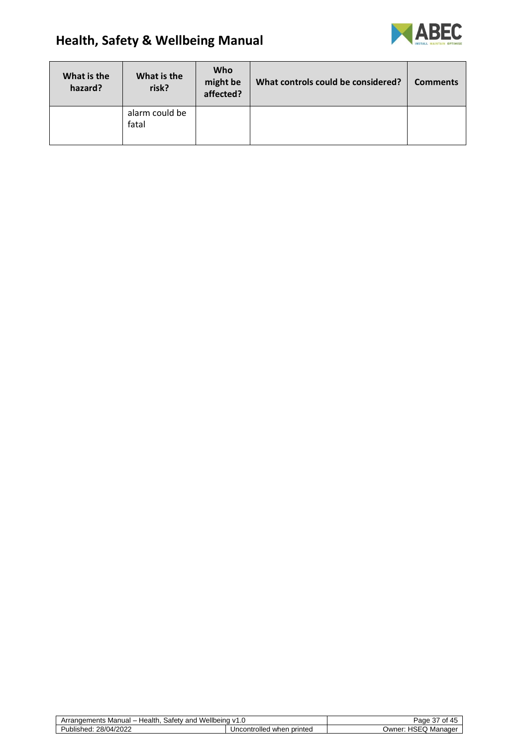| What is the hazard? | What is the risk? | Who might be affected? | What controls could be considered? | Comments |
|---|---|---|---|---|
| | alarm could be fatal | | | |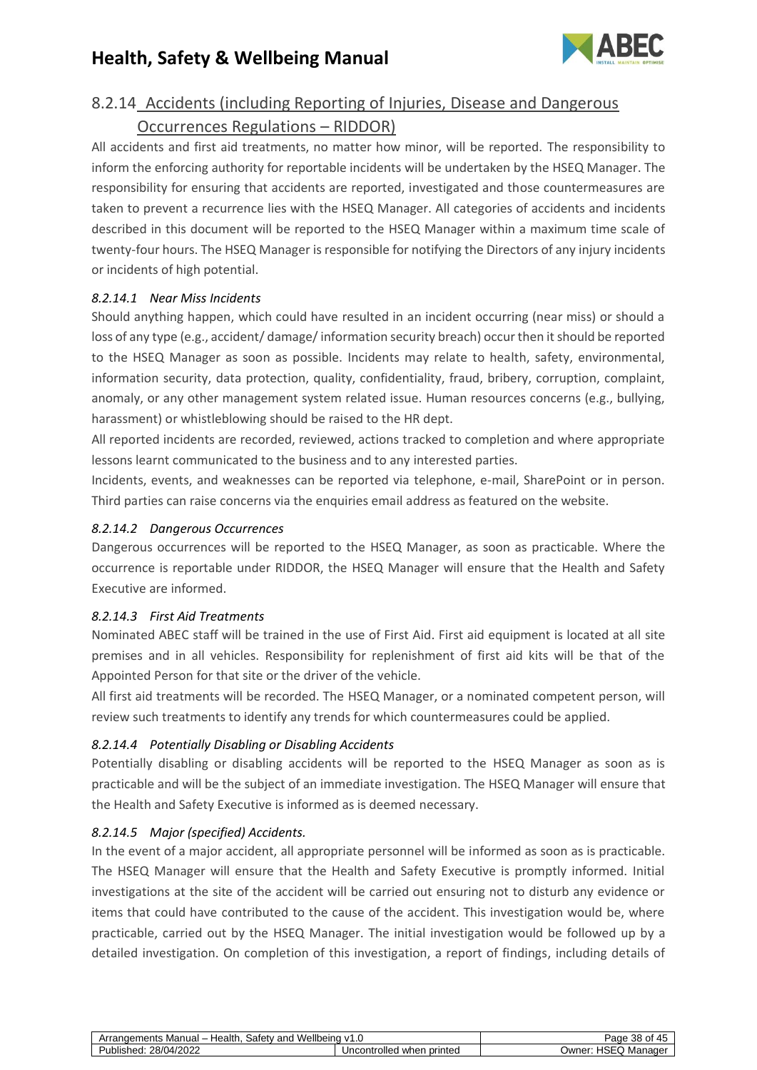## 8.2.14 Accidents (including Reporting of Injuries, Disease and Dangerous Occurrences Regulations – RIDDOR)

All accidents and first aid treatments, no matter how minor, will be reported. The responsibility to inform the enforcing authority for reportable incidents will be undertaken by the HSEQ Manager. The responsibility for ensuring that accidents are reported, investigated and those countermeasures are taken to prevent a recurrence lies with the HSEQ Manager. All categories of accidents and incidents described in this document will be reported to the HSEQ Manager within a maximum time scale of twenty-four hours. The HSEQ Manager is responsible for notifying the Directors of any injury incidents or incidents of high potential.

### *8.2.14.1 Near Miss Incidents*

Should anything happen, which could have resulted in an incident occurring (near miss) or should a loss of any type (e.g., accident/ damage/ information security breach) occur then it should be reported to the HSEQ Manager as soon as possible. Incidents may relate to health, safety, environmental, information security, data protection, quality, confidentiality, fraud, bribery, corruption, complaint, anomaly, or any other management system related issue. Human resources concerns (e.g., bullying, harassment) or whistleblowing should be raised to the HR dept.

All reported incidents are recorded, reviewed, actions tracked to completion and where appropriate lessons learnt communicated to the business and to any interested parties.

Incidents, events, and weaknesses can be reported via telephone, e-mail, SharePoint or in person. Third parties can raise concerns via the enquiries email address as featured on the website.

### *8.2.14.2 Dangerous Occurrences*

Dangerous occurrences will be reported to the HSEQ Manager, as soon as practicable. Where the occurrence is reportable under RIDDOR, the HSEQ Manager will ensure that the Health and Safety Executive are informed.

### *8.2.14.3 First Aid Treatments*

Nominated ABEC staff will be trained in the use of First Aid. First aid equipment is located at all site premises and in all vehicles. Responsibility for replenishment of first aid kits will be that of the Appointed Person for that site or the driver of the vehicle.

All first aid treatments will be recorded. The HSEQ Manager, or a nominated competent person, will review such treatments to identify any trends for which countermeasures could be applied.

### *8.2.14.4 Potentially Disabling or Disabling Accidents*

Potentially disabling or disabling accidents will be reported to the HSEQ Manager as soon as is practicable and will be the subject of an immediate investigation. The HSEQ Manager will ensure that the Health and Safety Executive is informed as is deemed necessary.

### *8.2.14.5 Major (specified) Accidents.*

In the event of a major accident, all appropriate personnel will be informed as soon as is practicable. The HSEQ Manager will ensure that the Health and Safety Executive is promptly informed. Initial investigations at the site of the accident will be carried out ensuring not to disturb any evidence or items that could have contributed to the cause of the accident. This investigation would be, where practicable, carried out by the HSEQ Manager. The initial investigation would be followed up by a detailed investigation. On completion of this investigation, a report of findings, including details of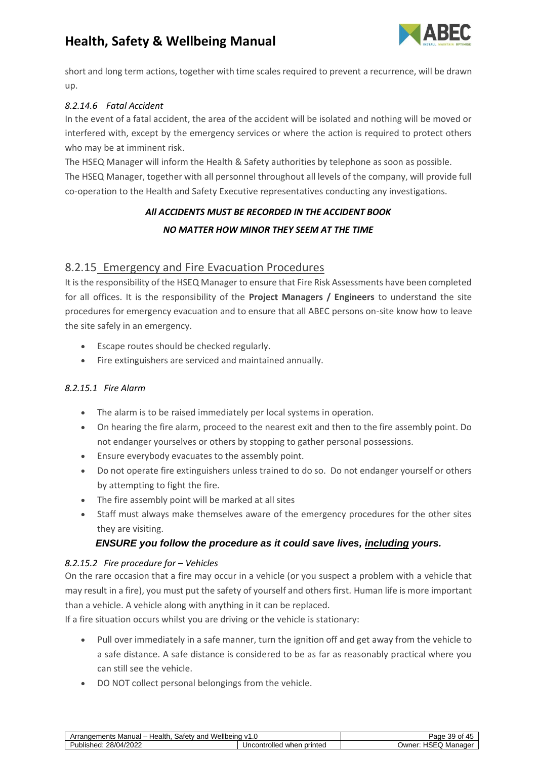short and long term actions, together with time scales required to prevent a recurrence, will be drawn up.

#### *8.2.14.6 Fatal Accident*

In the event of a fatal accident, the area of the accident will be isolated and nothing will be moved or interfered with, except by the emergency services or where the action is required to protect others who may be at imminent risk.

The HSEQ Manager will inform the Health & Safety authorities by telephone as soon as possible.

The HSEQ Manager, together with all personnel throughout all levels of the company, will provide full co-operation to the Health and Safety Executive representatives conducting any investigations.

***All ACCIDENTS MUST BE RECORDED IN THE ACCIDENT BOOK***

***NO MATTER HOW MINOR THEY SEEM AT THE TIME***

### 8.2.15 Emergency and Fire Evacuation Procedures

It is the responsibility of the HSEQ Manager to ensure that Fire Risk Assessments have been completed for all offices. It is the responsibility of the **Project Managers / Engineers** to understand the site procedures for emergency evacuation and to ensure that all ABEC persons on-site know how to leave the site safely in an emergency.

- Escape routes should be checked regularly.
- Fire extinguishers are serviced and maintained annually.

#### *8.2.15.1 Fire Alarm*

- The alarm is to be raised immediately per local systems in operation.
- On hearing the fire alarm, proceed to the nearest exit and then to the fire assembly point. Do not endanger yourselves or others by stopping to gather personal possessions.
- Ensure everybody evacuates to the assembly point.
- Do not operate fire extinguishers unless trained to do so. Do not endanger yourself or others by attempting to fight the fire.
- The fire assembly point will be marked at all sites
- Staff must always make themselves aware of the emergency procedures for the other sites they are visiting.

***ENSURE you follow the procedure as it could save lives, including yours.***

#### *8.2.15.2 Fire procedure for – Vehicles*

On the rare occasion that a fire may occur in a vehicle (or you suspect a problem with a vehicle that may result in a fire), you must put the safety of yourself and others first. Human life is more important than a vehicle. A vehicle along with anything in it can be replaced.

If a fire situation occurs whilst you are driving or the vehicle is stationary:

- Pull over immediately in a safe manner, turn the ignition off and get away from the vehicle to a safe distance. A safe distance is considered to be as far as reasonably practical where you can still see the vehicle.
- DO NOT collect personal belongings from the vehicle.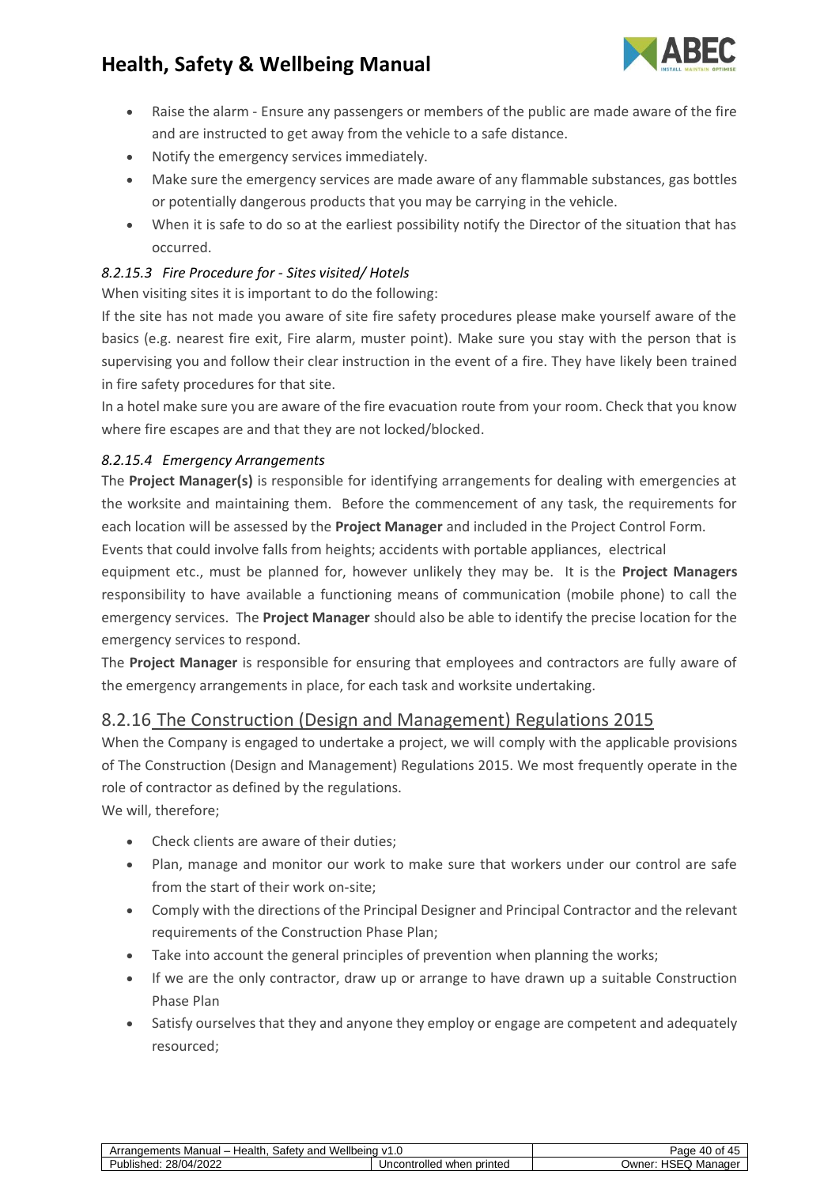- Raise the alarm - Ensure any passengers or members of the public are made aware of the fire and are instructed to get away from the vehicle to a safe distance.
- Notify the emergency services immediately.
- Make sure the emergency services are made aware of any flammable substances, gas bottles or potentially dangerous products that you may be carrying in the vehicle.
- When it is safe to do so at the earliest possibility notify the Director of the situation that has occurred.

#### *8.2.15.3 Fire Procedure for - Sites visited/ Hotels*

When visiting sites it is important to do the following:

If the site has not made you aware of site fire safety procedures please make yourself aware of the basics (e.g. nearest fire exit, Fire alarm, muster point). Make sure you stay with the person that is supervising you and follow their clear instruction in the event of a fire. They have likely been trained in fire safety procedures for that site.

In a hotel make sure you are aware of the fire evacuation route from your room. Check that you know where fire escapes are and that they are not locked/blocked.

#### *8.2.15.4 Emergency Arrangements*

The **Project Manager(s)** is responsible for identifying arrangements for dealing with emergencies at the worksite and maintaining them. Before the commencement of any task, the requirements for each location will be assessed by the **Project Manager** and included in the Project Control Form.

Events that could involve falls from heights; accidents with portable appliances, electrical equipment etc., must be planned for, however unlikely they may be. It is the **Project Managers** responsibility to have available a functioning means of communication (mobile phone) to call the emergency services. The **Project Manager** should also be able to identify the precise location for the emergency services to respond.

The **Project Manager** is responsible for ensuring that employees and contractors are fully aware of the emergency arrangements in place, for each task and worksite undertaking.

### 8.2.16 The Construction (Design and Management) Regulations 2015

When the Company is engaged to undertake a project, we will comply with the applicable provisions of The Construction (Design and Management) Regulations 2015. We most frequently operate in the role of contractor as defined by the regulations.

We will, therefore;

- Check clients are aware of their duties;
- Plan, manage and monitor our work to make sure that workers under our control are safe from the start of their work on-site;
- Comply with the directions of the Principal Designer and Principal Contractor and the relevant requirements of the Construction Phase Plan;
- Take into account the general principles of prevention when planning the works;
- If we are the only contractor, draw up or arrange to have drawn up a suitable Construction Phase Plan
- Satisfy ourselves that they and anyone they employ or engage are competent and adequately resourced;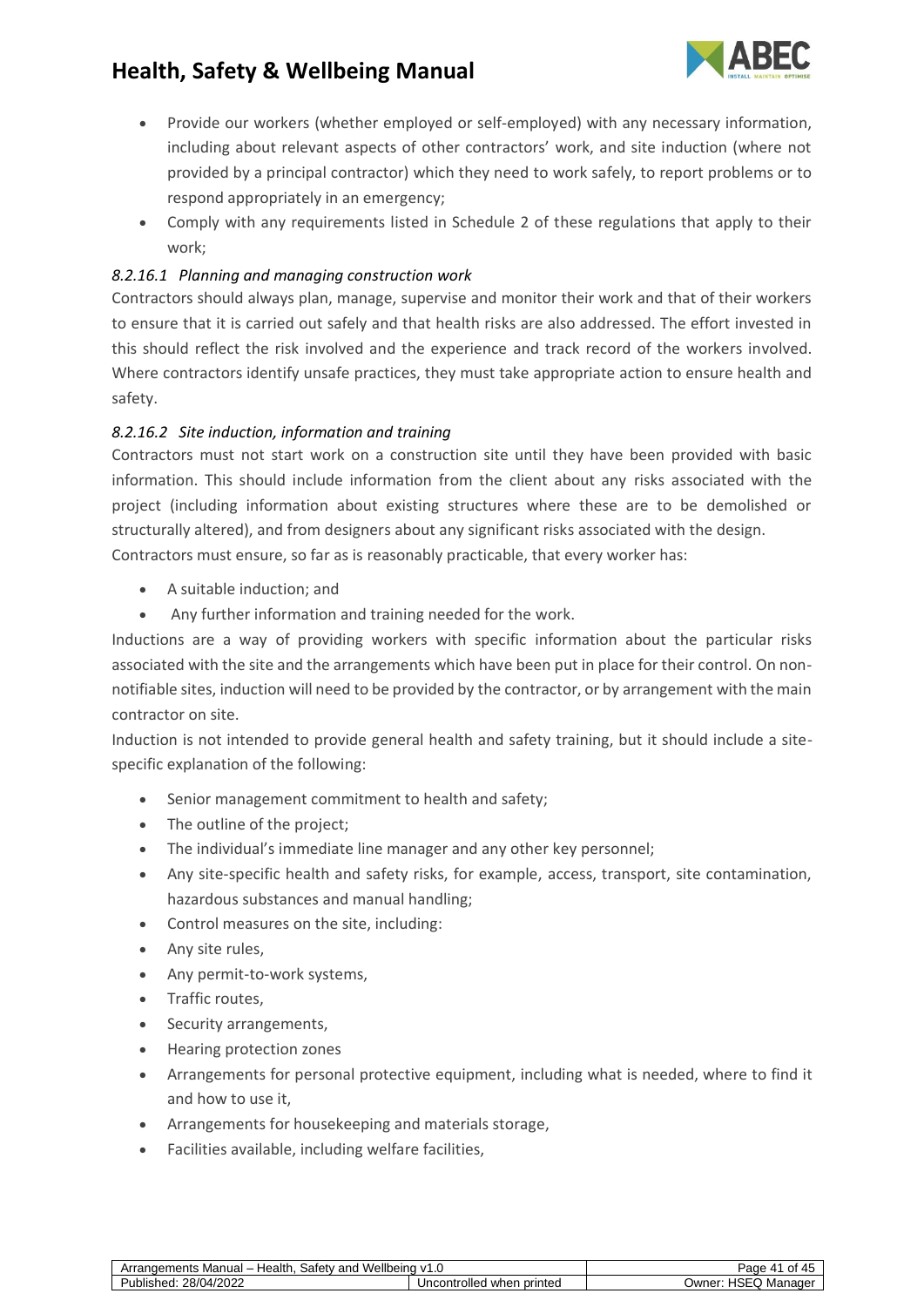- Provide our workers (whether employed or self-employed) with any necessary information, including about relevant aspects of other contractors' work, and site induction (where not provided by a principal contractor) which they need to work safely, to report problems or to respond appropriately in an emergency;
- Comply with any requirements listed in Schedule 2 of these regulations that apply to their work;

#### *8.2.16.1 Planning and managing construction work*

Contractors should always plan, manage, supervise and monitor their work and that of their workers to ensure that it is carried out safely and that health risks are also addressed. The effort invested in this should reflect the risk involved and the experience and track record of the workers involved. Where contractors identify unsafe practices, they must take appropriate action to ensure health and safety.

#### *8.2.16.2 Site induction, information and training*

Contractors must not start work on a construction site until they have been provided with basic information. This should include information from the client about any risks associated with the project (including information about existing structures where these are to be demolished or structurally altered), and from designers about any significant risks associated with the design.
Contractors must ensure, so far as is reasonably practicable, that every worker has:

- A suitable induction; and
- Any further information and training needed for the work.

Inductions are a way of providing workers with specific information about the particular risks associated with the site and the arrangements which have been put in place for their control. On non-notifiable sites, induction will need to be provided by the contractor, or by arrangement with the main contractor on site.
Induction is not intended to provide general health and safety training, but it should include a site-specific explanation of the following:

- Senior management commitment to health and safety;
- The outline of the project;
- The individual's immediate line manager and any other key personnel;
- Any site-specific health and safety risks, for example, access, transport, site contamination, hazardous substances and manual handling;
- Control measures on the site, including:
- Any site rules,
- Any permit-to-work systems,
- Traffic routes,
- Security arrangements,
- Hearing protection zones
- Arrangements for personal protective equipment, including what is needed, where to find it and how to use it,
- Arrangements for housekeeping and materials storage,
- Facilities available, including welfare facilities,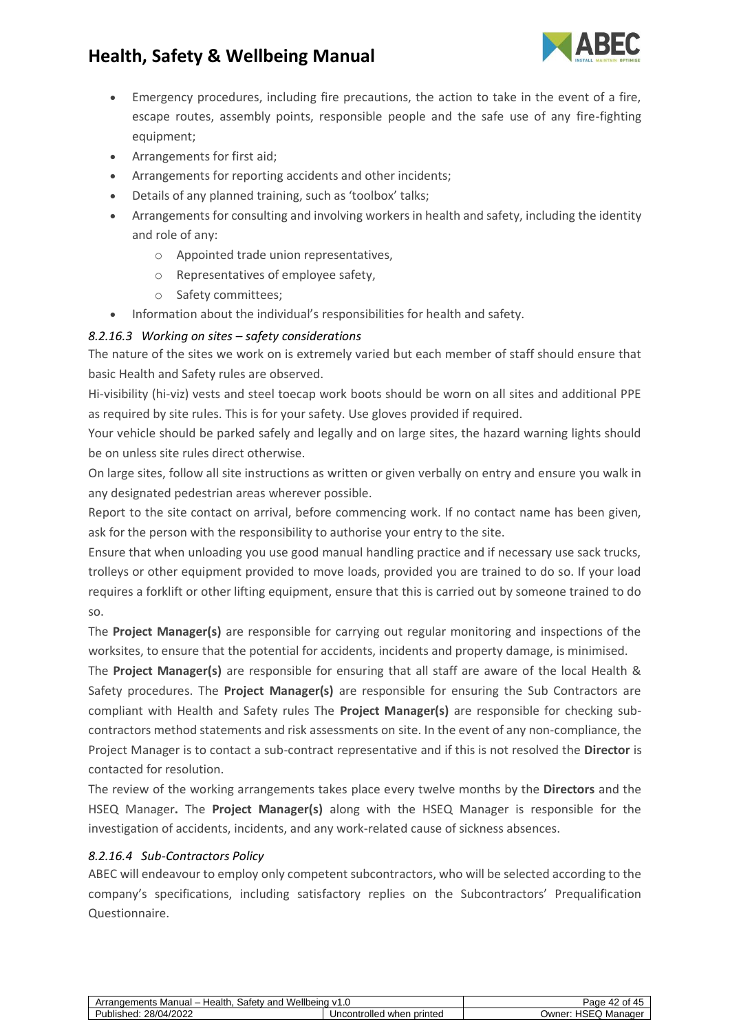- Emergency procedures, including fire precautions, the action to take in the event of a fire, escape routes, assembly points, responsible people and the safe use of any fire-fighting equipment;
- Arrangements for first aid;
- Arrangements for reporting accidents and other incidents;
- Details of any planned training, such as 'toolbox' talks;
- Arrangements for consulting and involving workers in health and safety, including the identity and role of any:
    - Appointed trade union representatives,
    - Representatives of employee safety,
    - Safety committees;
- Information about the individual's responsibilities for health and safety.

#### *8.2.16.3 Working on sites – safety considerations*

The nature of the sites we work on is extremely varied but each member of staff should ensure that basic Health and Safety rules are observed.

Hi-visibility (hi-viz) vests and steel toecap work boots should be worn on all sites and additional PPE as required by site rules. This is for your safety. Use gloves provided if required.

Your vehicle should be parked safely and legally and on large sites, the hazard warning lights should be on unless site rules direct otherwise.

On large sites, follow all site instructions as written or given verbally on entry and ensure you walk in any designated pedestrian areas wherever possible.

Report to the site contact on arrival, before commencing work. If no contact name has been given, ask for the person with the responsibility to authorise your entry to the site.

Ensure that when unloading you use good manual handling practice and if necessary use sack trucks, trolleys or other equipment provided to move loads, provided you are trained to do so. If your load requires a forklift or other lifting equipment, ensure that this is carried out by someone trained to do so.

The **Project Manager(s)** are responsible for carrying out regular monitoring and inspections of the worksites, to ensure that the potential for accidents, incidents and property damage, is minimised.

The **Project Manager(s)** are responsible for ensuring that all staff are aware of the local Health & Safety procedures. The **Project Manager(s)** are responsible for ensuring the Sub Contractors are compliant with Health and Safety rules The **Project Manager(s)** are responsible for checking sub-contractors method statements and risk assessments on site. In the event of any non-compliance, the Project Manager is to contact a sub-contract representative and if this is not resolved the **Director** is contacted for resolution.

The review of the working arrangements takes place every twelve months by the **Directors** and the HSEQ Manager**.** The **Project Manager(s)** along with the HSEQ Manager is responsible for the investigation of accidents, incidents, and any work-related cause of sickness absences.

#### *8.2.16.4 Sub-Contractors Policy*

ABEC will endeavour to employ only competent subcontractors, who will be selected according to the company's specifications, including satisfactory replies on the Subcontractors' Prequalification Questionnaire.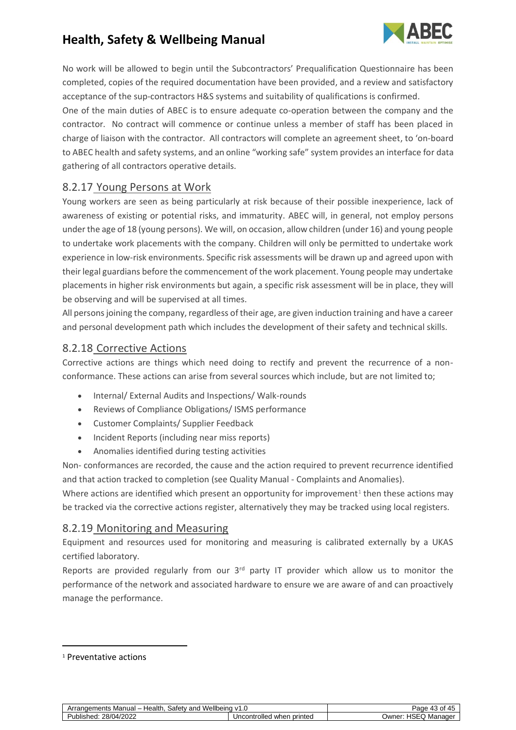No work will be allowed to begin until the Subcontractors' Prequalification Questionnaire has been completed, copies of the required documentation have been provided, and a review and satisfactory acceptance of the sup-contractors H&S systems and suitability of qualifications is confirmed.

One of the main duties of ABEC is to ensure adequate co-operation between the company and the contractor. No contract will commence or continue unless a member of staff has been placed in charge of liaison with the contractor. All contractors will complete an agreement sheet, to 'on-board to ABEC health and safety systems, and an online "working safe" system provides an interface for data gathering of all contractors operative details.

### 8.2.17 Young Persons at Work

Young workers are seen as being particularly at risk because of their possible inexperience, lack of awareness of existing or potential risks, and immaturity. ABEC will, in general, not employ persons under the age of 18 (young persons). We will, on occasion, allow children (under 16) and young people to undertake work placements with the company. Children will only be permitted to undertake work experience in low-risk environments. Specific risk assessments will be drawn up and agreed upon with their legal guardians before the commencement of the work placement. Young people may undertake placements in higher risk environments but again, a specific risk assessment will be in place, they will be observing and will be supervised at all times.

All persons joining the company, regardless of their age, are given induction training and have a career and personal development path which includes the development of their safety and technical skills.

### 8.2.18 Corrective Actions

Corrective actions are things which need doing to rectify and prevent the recurrence of a non-conformance. These actions can arise from several sources which include, but are not limited to;

- Internal/ External Audits and Inspections/ Walk-rounds
- Reviews of Compliance Obligations/ ISMS performance
- Customer Complaints/ Supplier Feedback
- Incident Reports (including near miss reports)
- Anomalies identified during testing activities

Non- conformances are recorded, the cause and the action required to prevent recurrence identified and that action tracked to completion (see Quality Manual - Complaints and Anomalies).

Where actions are identified which present an opportunity for improvement[1] then these actions may be tracked via the corrective actions register, alternatively they may be tracked using local registers.

### 8.2.19 Monitoring and Measuring

Equipment and resources used for monitoring and measuring is calibrated externally by a UKAS certified laboratory.

Reports are provided regularly from our 3rd party IT provider which allow us to monitor the performance of the network and associated hardware to ensure we are aware of and can proactively manage the performance.

[1] Preventative actions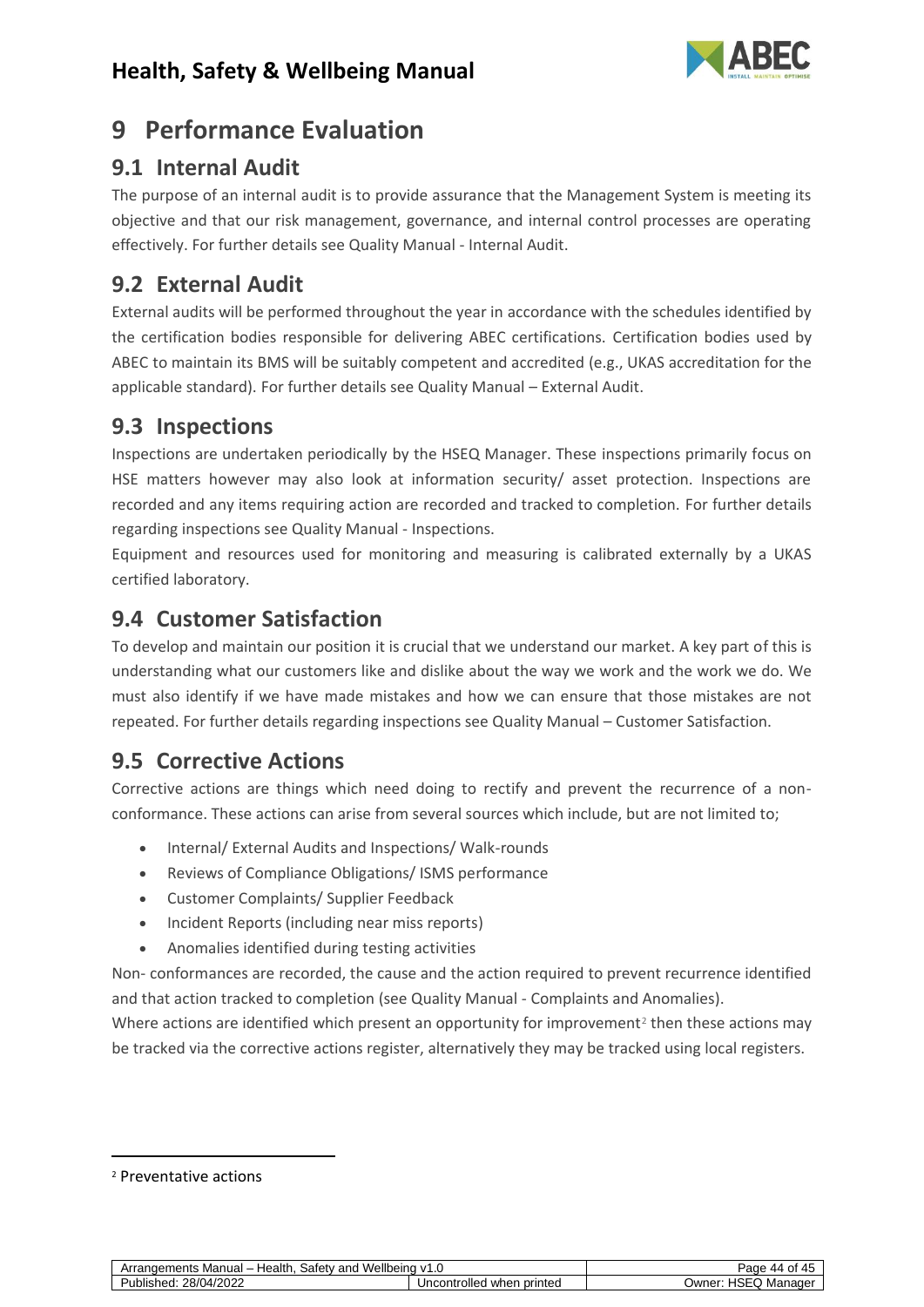# 9 Performance Evaluation

## 9.1 Internal Audit

The purpose of an internal audit is to provide assurance that the Management System is meeting its objective and that our risk management, governance, and internal control processes are operating effectively. For further details see Quality Manual - Internal Audit.

## 9.2 External Audit

External audits will be performed throughout the year in accordance with the schedules identified by the certification bodies responsible for delivering ABEC certifications. Certification bodies used by ABEC to maintain its BMS will be suitably competent and accredited (e.g., UKAS accreditation for the applicable standard). For further details see Quality Manual – External Audit.

## 9.3 Inspections

Inspections are undertaken periodically by the HSEQ Manager. These inspections primarily focus on HSE matters however may also look at information security/ asset protection. Inspections are recorded and any items requiring action are recorded and tracked to completion. For further details regarding inspections see Quality Manual - Inspections.

Equipment and resources used for monitoring and measuring is calibrated externally by a UKAS certified laboratory.

## 9.4 Customer Satisfaction

To develop and maintain our position it is crucial that we understand our market. A key part of this is understanding what our customers like and dislike about the way we work and the work we do. We must also identify if we have made mistakes and how we can ensure that those mistakes are not repeated. For further details regarding inspections see Quality Manual – Customer Satisfaction.

## 9.5 Corrective Actions

Corrective actions are things which need doing to rectify and prevent the recurrence of a non-conformance. These actions can arise from several sources which include, but are not limited to;

- Internal/ External Audits and Inspections/ Walk-rounds
- Reviews of Compliance Obligations/ ISMS performance
- Customer Complaints/ Supplier Feedback
- Incident Reports (including near miss reports)
- Anomalies identified during testing activities

Non- conformances are recorded, the cause and the action required to prevent recurrence identified and that action tracked to completion (see Quality Manual - Complaints and Anomalies).

Where actions are identified which present an opportunity for improvement[2] then these actions may be tracked via the corrective actions register, alternatively they may be tracked using local registers.

[2] Preventative actions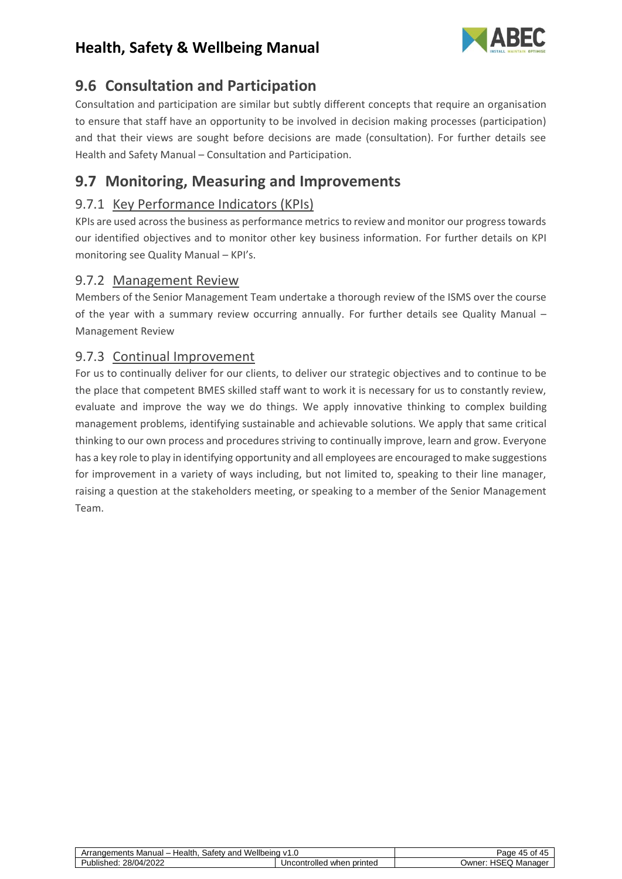## 9.6 Consultation and Participation

Consultation and participation are similar but subtly different concepts that require an organisation to ensure that staff have an opportunity to be involved in decision making processes (participation) and that their views are sought before decisions are made (consultation). For further details see Health and Safety Manual – Consultation and Participation.

## 9.7 Monitoring, Measuring and Improvements

### 9.7.1 Key Performance Indicators (KPIs)

KPIs are used across the business as performance metrics to review and monitor our progress towards our identified objectives and to monitor other key business information. For further details on KPI monitoring see Quality Manual – KPI's.

### 9.7.2 Management Review

Members of the Senior Management Team undertake a thorough review of the ISMS over the course of the year with a summary review occurring annually. For further details see Quality Manual – Management Review

### 9.7.3 Continual Improvement

For us to continually deliver for our clients, to deliver our strategic objectives and to continue to be the place that competent BMES skilled staff want to work it is necessary for us to constantly review, evaluate and improve the way we do things. We apply innovative thinking to complex building management problems, identifying sustainable and achievable solutions. We apply that same critical thinking to our own process and procedures striving to continually improve, learn and grow. Everyone has a key role to play in identifying opportunity and all employees are encouraged to make suggestions for improvement in a variety of ways including, but not limited to, speaking to their line manager, raising a question at the stakeholders meeting, or speaking to a member of the Senior Management Team.